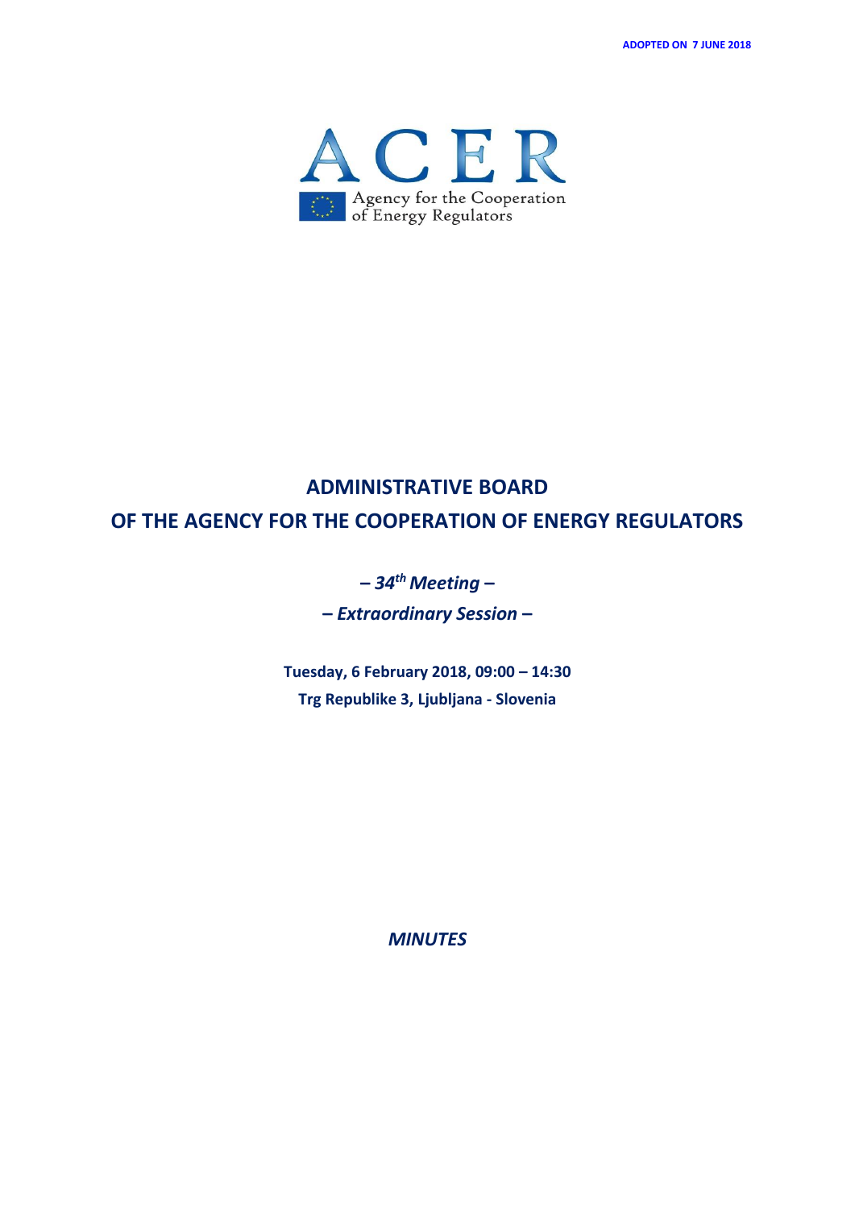**ADOPTED ON 7 JUNE 2018**

ACER

Agency for the Cooperation of Energy Regulators

# ADMINISTRATIVE BOARD OF THE AGENCY FOR THE COOPERATION OF ENERGY REGULATORS

***– 34th Meeting –***

***– Extraordinary Session –***

**Tuesday, 6 February 2018, 09:00 – 14:30**

**Trg Republike 3, Ljubljana - Slovenia**

***MINUTES***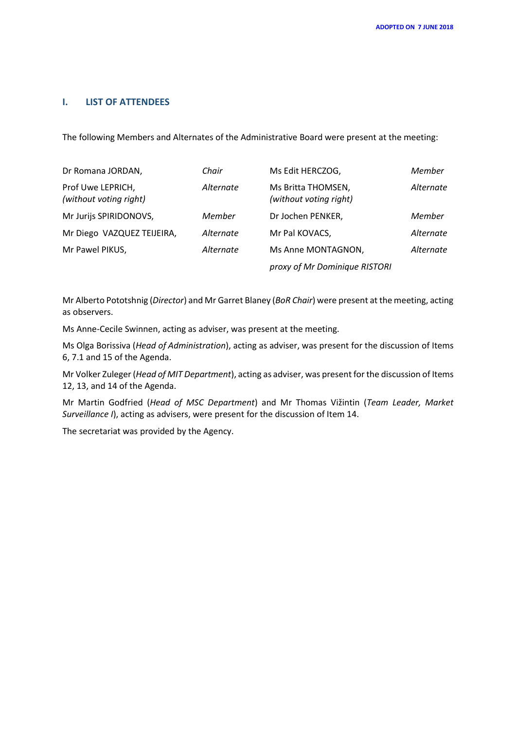**ADOPTED ON 7 JUNE 2018**

## I. LIST OF ATTENDEES

The following Members and Alternates of the Administrative Board were present at the meeting:

| | | | |
|---|---|---|---|
| Dr Romana JORDAN, | *Chair* | Ms Edit HERCZOG, | *Member* |
| Prof Uwe LEPRICH, *(without voting right)* | *Alternate* | Ms Britta THOMSEN, *(without voting right)* | *Alternate* |
| Mr Jurijs SPIRIDONOVS, | *Member* | Dr Jochen PENKER, | *Member* |
| Mr Diego VAZQUEZ TEIJEIRA, | *Alternate* | Mr Pal KOVACS, | *Alternate* |
| Mr Pawel PIKUS, | *Alternate* | Ms Anne MONTAGNON, *proxy of Mr Dominique RISTORI* | *Alternate* |

Mr Alberto Pototshnig (*Director*) and Mr Garret Blaney (*BoR Chair*) were present at the meeting, acting as observers.

Ms Anne-Cecile Swinnen, acting as adviser, was present at the meeting.

Ms Olga Borissiva (*Head of Administration*), acting as adviser, was present for the discussion of Items 6, 7.1 and 15 of the Agenda.

Mr Volker Zuleger (*Head of MIT Department*), acting as adviser, was present for the discussion of Items 12, 13, and 14 of the Agenda.

Mr Martin Godfried (*Head of MSC Department*) and Mr Thomas Vižintin (*Team Leader, Market Surveillance I*), acting as advisers, were present for the discussion of Item 14.

The secretariat was provided by the Agency.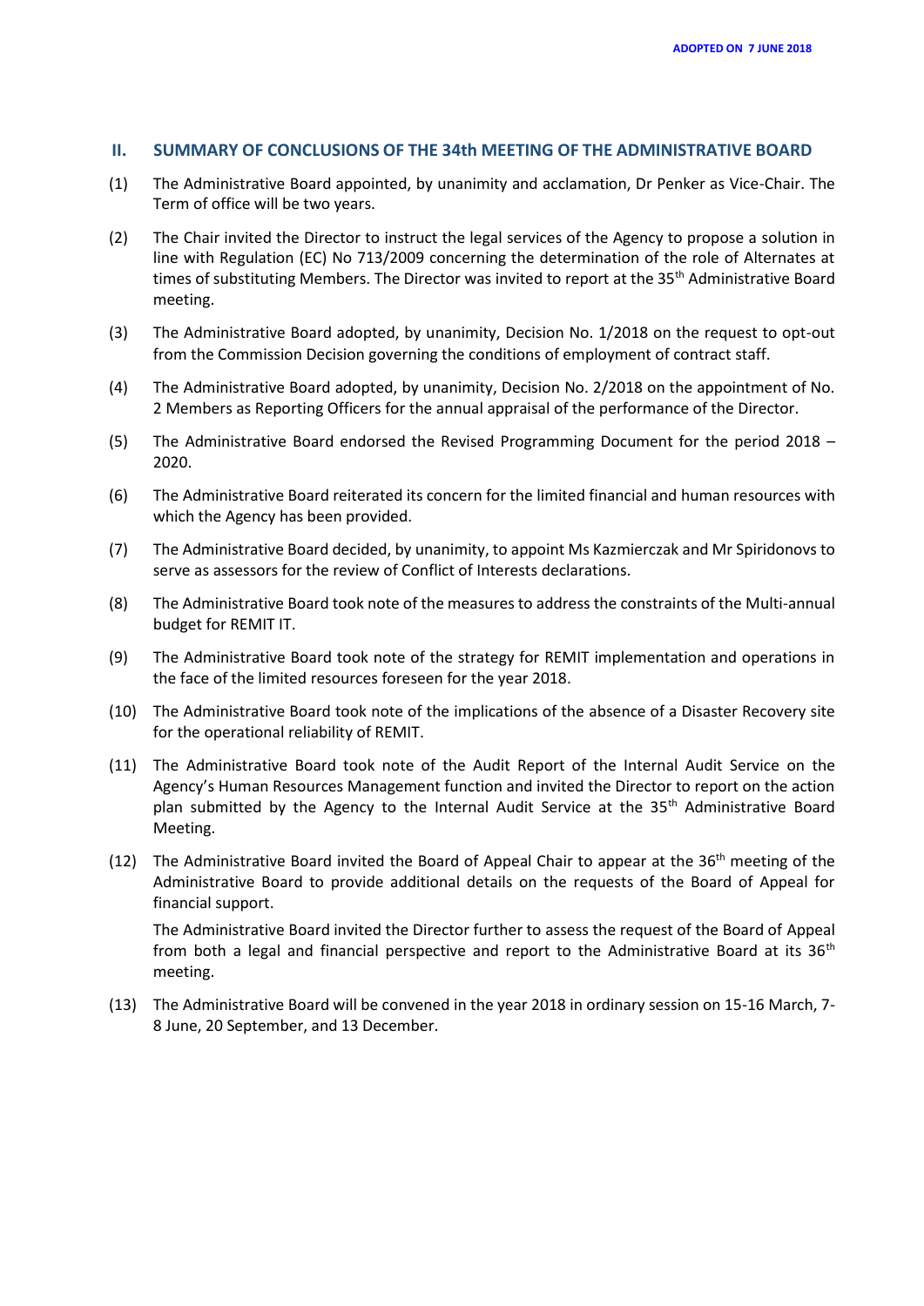ADOPTED ON 7 JUNE 2018

## II. SUMMARY OF CONCLUSIONS OF THE 34th MEETING OF THE ADMINISTRATIVE BOARD

(1) The Administrative Board appointed, by unanimity and acclamation, Dr Penker as Vice-Chair. The Term of office will be two years.

(2) The Chair invited the Director to instruct the legal services of the Agency to propose a solution in line with Regulation (EC) No 713/2009 concerning the determination of the role of Alternates at times of substituting Members. The Director was invited to report at the 35th Administrative Board meeting.

(3) The Administrative Board adopted, by unanimity, Decision No. 1/2018 on the request to opt-out from the Commission Decision governing the conditions of employment of contract staff.

(4) The Administrative Board adopted, by unanimity, Decision No. 2/2018 on the appointment of No. 2 Members as Reporting Officers for the annual appraisal of the performance of the Director.

(5) The Administrative Board endorsed the Revised Programming Document for the period 2018 – 2020.

(6) The Administrative Board reiterated its concern for the limited financial and human resources with which the Agency has been provided.

(7) The Administrative Board decided, by unanimity, to appoint Ms Kazmierczak and Mr Spiridonovs to serve as assessors for the review of Conflict of Interests declarations.

(8) The Administrative Board took note of the measures to address the constraints of the Multi-annual budget for REMIT IT.

(9) The Administrative Board took note of the strategy for REMIT implementation and operations in the face of the limited resources foreseen for the year 2018.

(10) The Administrative Board took note of the implications of the absence of a Disaster Recovery site for the operational reliability of REMIT.

(11) The Administrative Board took note of the Audit Report of the Internal Audit Service on the Agency's Human Resources Management function and invited the Director to report on the action plan submitted by the Agency to the Internal Audit Service at the 35th Administrative Board Meeting.

(12) The Administrative Board invited the Board of Appeal Chair to appear at the 36th meeting of the Administrative Board to provide additional details on the requests of the Board of Appeal for financial support.

The Administrative Board invited the Director further to assess the request of the Board of Appeal from both a legal and financial perspective and report to the Administrative Board at its 36th meeting.

(13) The Administrative Board will be convened in the year 2018 in ordinary session on 15-16 March, 7-8 June, 20 September, and 13 December.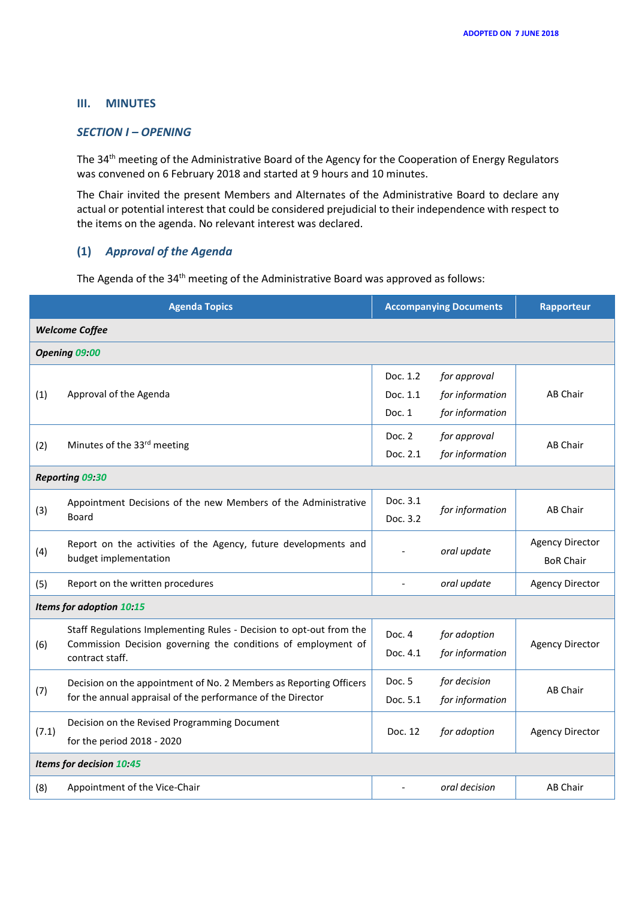ADOPTED ON 7 JUNE 2018

## III. MINUTES

### *SECTION I – OPENING*

The 34th meeting of the Administrative Board of the Agency for the Cooperation of Energy Regulators was convened on 6 February 2018 and started at 9 hours and 10 minutes.

The Chair invited the present Members and Alternates of the Administrative Board to declare any actual or potential interest that could be considered prejudicial to their independence with respect to the items on the agenda. No relevant interest was declared.

### (1) *Approval of the Agenda*

The Agenda of the 34th meeting of the Administrative Board was approved as follows:

| Agenda Topics | | Accompanying Documents | | Rapporteur |
|---|---|---|---|---|
| ***Welcome Coffee*** | | | | |
| ***Opening 09:00*** | | | | |
| (1) | Approval of the Agenda | Doc. 1.2<br>Doc. 1.1<br>Doc. 1 | *for approval*<br>*for information*<br>*for information* | AB Chair |
| (2) | Minutes of the 33rd meeting | Doc. 2<br>Doc. 2.1 | *for approval*<br>*for information* | AB Chair |
| ***Reporting 09:30*** | | | | |
| (3) | Appointment Decisions of the new Members of the Administrative Board | Doc. 3.1<br>Doc. 3.2 | *for information* | AB Chair |
| (4) | Report on the activities of the Agency, future developments and budget implementation | - | *oral update* | Agency Director<br>BoR Chair |
| (5) | Report on the written procedures | - | *oral update* | Agency Director |
| ***Items for adoption 10:15*** | | | | |
| (6) | Staff Regulations Implementing Rules - Decision to opt-out from the Commission Decision governing the conditions of employment of contract staff. | Doc. 4<br>Doc. 4.1 | *for adoption*<br>*for information* | Agency Director |
| (7) | Decision on the appointment of No. 2 Members as Reporting Officers for the annual appraisal of the performance of the Director | Doc. 5<br>Doc. 5.1 | *for decision*<br>*for information* | AB Chair |
| (7.1) | Decision on the Revised Programming Document for the period 2018 - 2020 | Doc. 12 | *for adoption* | Agency Director |
| ***Items for decision 10:45*** | | | | |
| (8) | Appointment of the Vice-Chair | - | *oral decision* | AB Chair |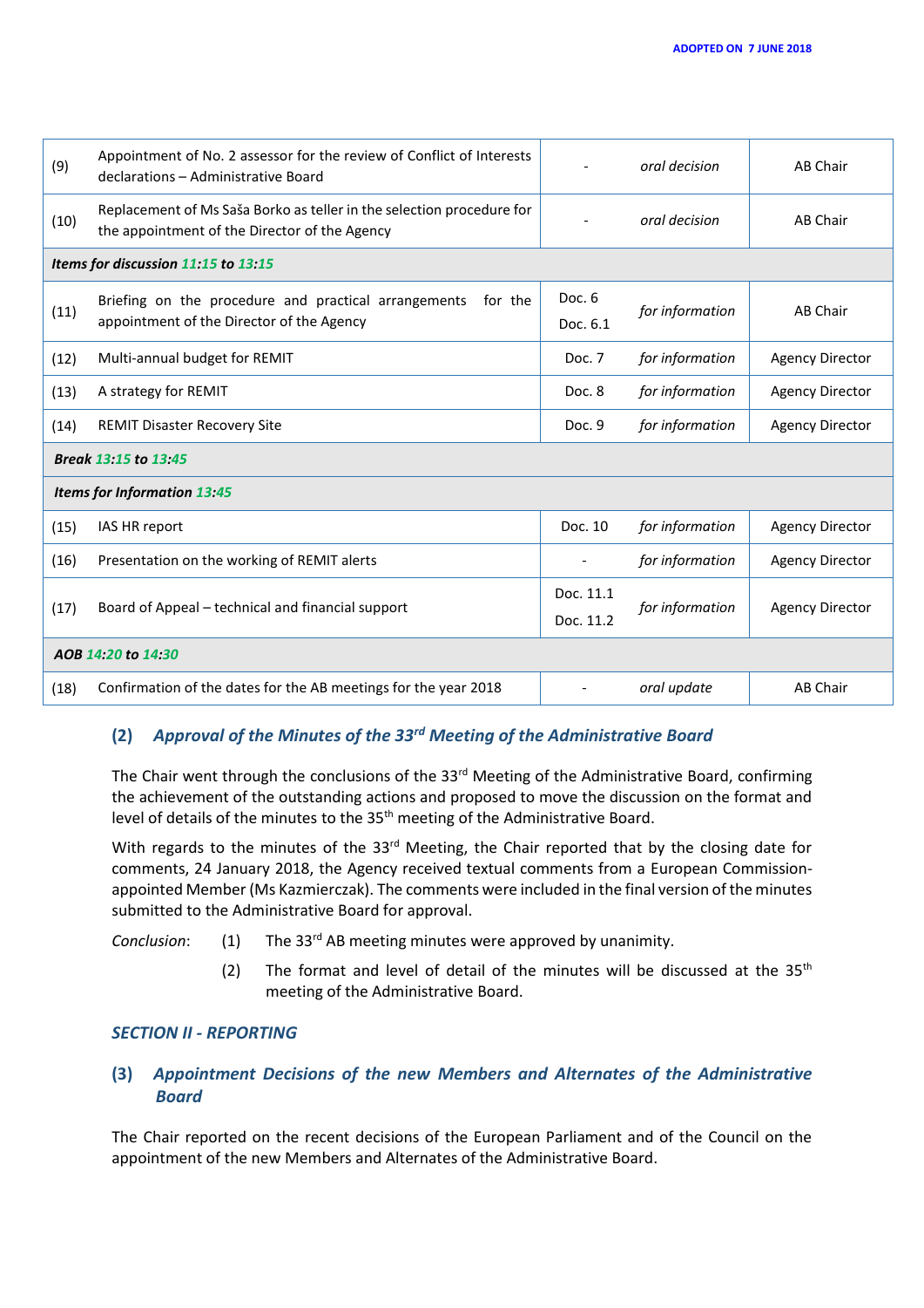| | | | | |
|---|---|---|---|---|
| (9) | Appointment of No. 2 assessor for the review of Conflict of Interests declarations – Administrative Board | - | *oral decision* | AB Chair |
| (10) | Replacement of Ms Saša Borko as teller in the selection procedure for the appointment of the Director of the Agency | - | *oral decision* | AB Chair |
| ***Items for discussion 11:15 to 13:15*** | | | | |
| (11) | Briefing on the procedure and practical arrangements for the appointment of the Director of the Agency | Doc. 6<br>Doc. 6.1 | *for information* | AB Chair |
| (12) | Multi-annual budget for REMIT | Doc. 7 | *for information* | Agency Director |
| (13) | A strategy for REMIT | Doc. 8 | *for information* | Agency Director |
| (14) | REMIT Disaster Recovery Site | Doc. 9 | *for information* | Agency Director |
| ***Break 13:15 to 13:45*** | | | | |
| ***Items for Information 13:45*** | | | | |
| (15) | IAS HR report | Doc. 10 | *for information* | Agency Director |
| (16) | Presentation on the working of REMIT alerts | - | *for information* | Agency Director |
| (17) | Board of Appeal – technical and financial support | Doc. 11.1<br>Doc. 11.2 | *for information* | Agency Director |
| ***AOB 14:20 to 14:30*** | | | | |
| (18) | Confirmation of the dates for the AB meetings for the year 2018 | - | *oral update* | AB Chair |

## (2) *Approval of the Minutes of the 33rd Meeting of the Administrative Board*

The Chair went through the conclusions of the 33rd Meeting of the Administrative Board, confirming the achievement of the outstanding actions and proposed to move the discussion on the format and level of details of the minutes to the 35th meeting of the Administrative Board.

With regards to the minutes of the 33rd Meeting, the Chair reported that by the closing date for comments, 24 January 2018, the Agency received textual comments from a European Commission-appointed Member (Ms Kazmierczak). The comments were included in the final version of the minutes submitted to the Administrative Board for approval.

*Conclusion*:

(1) The 33rd AB meeting minutes were approved by unanimity.

(2) The format and level of detail of the minutes will be discussed at the 35th meeting of the Administrative Board.

### *SECTION II - REPORTING*

## (3) *Appointment Decisions of the new Members and Alternates of the Administrative Board*

The Chair reported on the recent decisions of the European Parliament and of the Council on the appointment of the new Members and Alternates of the Administrative Board.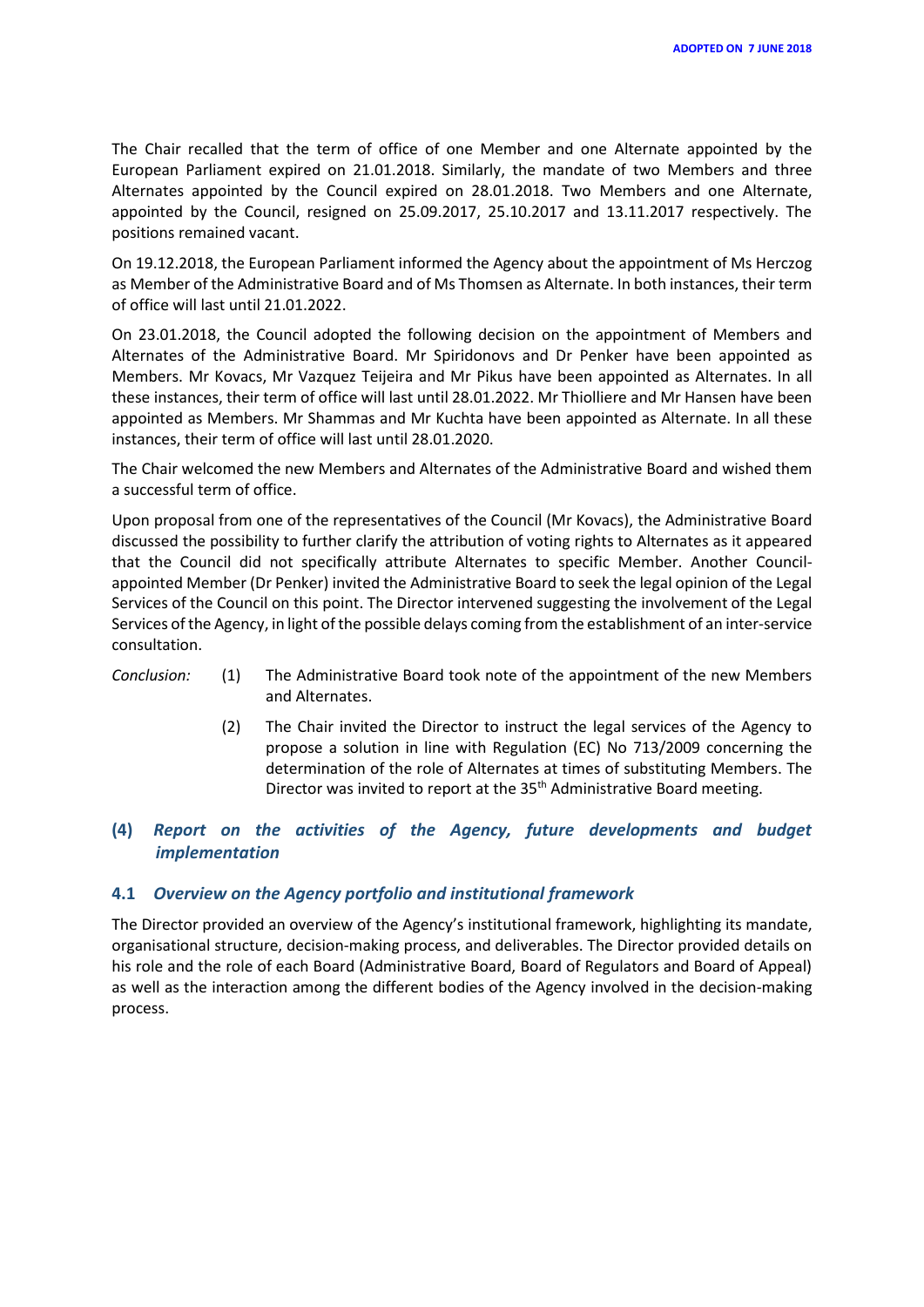The Chair recalled that the term of office of one Member and one Alternate appointed by the European Parliament expired on 21.01.2018. Similarly, the mandate of two Members and three Alternates appointed by the Council expired on 28.01.2018. Two Members and one Alternate, appointed by the Council, resigned on 25.09.2017, 25.10.2017 and 13.11.2017 respectively. The positions remained vacant.

On 19.12.2018, the European Parliament informed the Agency about the appointment of Ms Herczog as Member of the Administrative Board and of Ms Thomsen as Alternate. In both instances, their term of office will last until 21.01.2022.

On 23.01.2018, the Council adopted the following decision on the appointment of Members and Alternates of the Administrative Board. Mr Spiridonovs and Dr Penker have been appointed as Members. Mr Kovacs, Mr Vazquez Teijeira and Mr Pikus have been appointed as Alternates. In all these instances, their term of office will last until 28.01.2022. Mr Thiolliere and Mr Hansen have been appointed as Members. Mr Shammas and Mr Kuchta have been appointed as Alternate. In all these instances, their term of office will last until 28.01.2020.

The Chair welcomed the new Members and Alternates of the Administrative Board and wished them a successful term of office.

Upon proposal from one of the representatives of the Council (Mr Kovacs), the Administrative Board discussed the possibility to further clarify the attribution of voting rights to Alternates as it appeared that the Council did not specifically attribute Alternates to specific Member. Another Council-appointed Member (Dr Penker) invited the Administrative Board to seek the legal opinion of the Legal Services of the Council on this point. The Director intervened suggesting the involvement of the Legal Services of the Agency, in light of the possible delays coming from the establishment of an inter-service consultation.

*Conclusion:*

(1) The Administrative Board took note of the appointment of the new Members and Alternates.

(2) The Chair invited the Director to instruct the legal services of the Agency to propose a solution in line with Regulation (EC) No 713/2009 concerning the determination of the role of Alternates at times of substituting Members. The Director was invited to report at the 35th Administrative Board meeting.

## (4) *Report on the activities of the Agency, future developments and budget implementation*

### 4.1 *Overview on the Agency portfolio and institutional framework*

The Director provided an overview of the Agency's institutional framework, highlighting its mandate, organisational structure, decision-making process, and deliverables. The Director provided details on his role and the role of each Board (Administrative Board, Board of Regulators and Board of Appeal) as well as the interaction among the different bodies of the Agency involved in the decision-making process.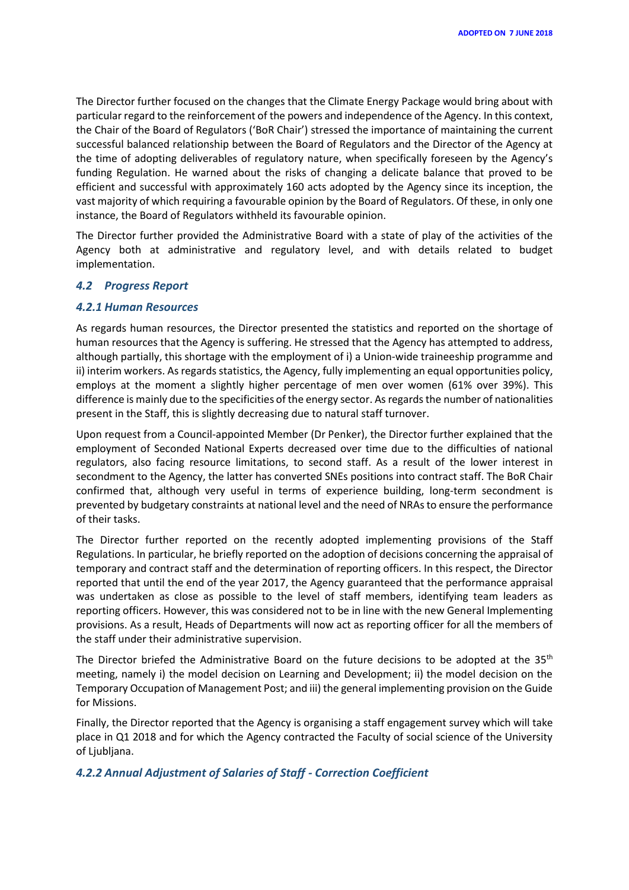The Director further focused on the changes that the Climate Energy Package would bring about with particular regard to the reinforcement of the powers and independence of the Agency. In this context, the Chair of the Board of Regulators ('BoR Chair') stressed the importance of maintaining the current successful balanced relationship between the Board of Regulators and the Director of the Agency at the time of adopting deliverables of regulatory nature, when specifically foreseen by the Agency's funding Regulation. He warned about the risks of changing a delicate balance that proved to be efficient and successful with approximately 160 acts adopted by the Agency since its inception, the vast majority of which requiring a favourable opinion by the Board of Regulators. Of these, in only one instance, the Board of Regulators withheld its favourable opinion.

The Director further provided the Administrative Board with a state of play of the activities of the Agency both at administrative and regulatory level, and with details related to budget implementation.

### *4.2 Progress Report*

#### *4.2.1 Human Resources*

As regards human resources, the Director presented the statistics and reported on the shortage of human resources that the Agency is suffering. He stressed that the Agency has attempted to address, although partially, this shortage with the employment of i) a Union-wide traineeship programme and ii) interim workers. As regards statistics, the Agency, fully implementing an equal opportunities policy, employs at the moment a slightly higher percentage of men over women (61% over 39%). This difference is mainly due to the specificities of the energy sector. As regards the number of nationalities present in the Staff, this is slightly decreasing due to natural staff turnover.

Upon request from a Council-appointed Member (Dr Penker), the Director further explained that the employment of Seconded National Experts decreased over time due to the difficulties of national regulators, also facing resource limitations, to second staff. As a result of the lower interest in secondment to the Agency, the latter has converted SNEs positions into contract staff. The BoR Chair confirmed that, although very useful in terms of experience building, long-term secondment is prevented by budgetary constraints at national level and the need of NRAs to ensure the performance of their tasks.

The Director further reported on the recently adopted implementing provisions of the Staff Regulations. In particular, he briefly reported on the adoption of decisions concerning the appraisal of temporary and contract staff and the determination of reporting officers. In this respect, the Director reported that until the end of the year 2017, the Agency guaranteed that the performance appraisal was undertaken as close as possible to the level of staff members, identifying team leaders as reporting officers. However, this was considered not to be in line with the new General Implementing provisions. As a result, Heads of Departments will now act as reporting officer for all the members of the staff under their administrative supervision.

The Director briefed the Administrative Board on the future decisions to be adopted at the 35th meeting, namely i) the model decision on Learning and Development; ii) the model decision on the Temporary Occupation of Management Post; and iii) the general implementing provision on the Guide for Missions.

Finally, the Director reported that the Agency is organising a staff engagement survey which will take place in Q1 2018 and for which the Agency contracted the Faculty of social science of the University of Ljubljana.

#### *4.2.2 Annual Adjustment of Salaries of Staff - Correction Coefficient*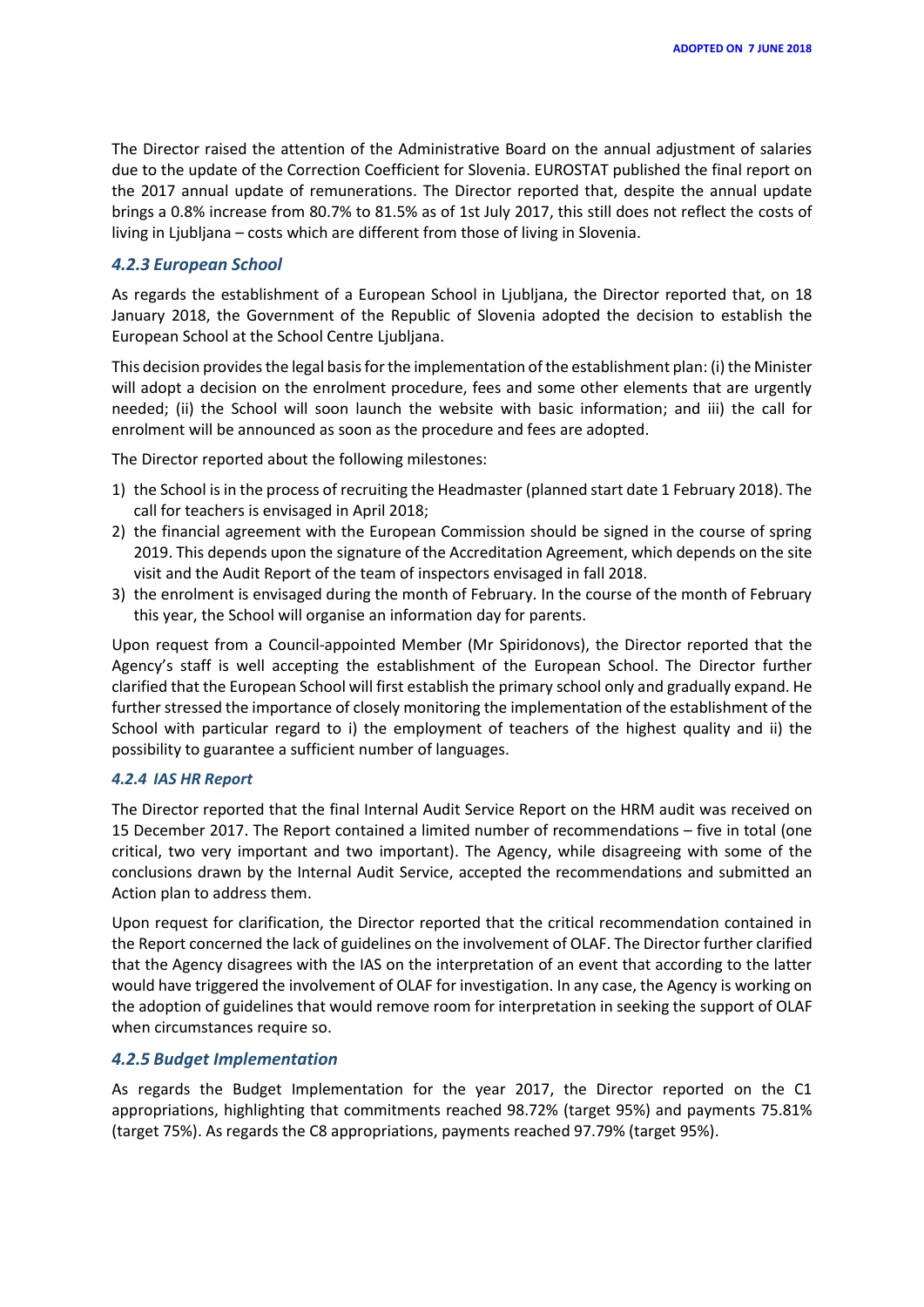The Director raised the attention of the Administrative Board on the annual adjustment of salaries due to the update of the Correction Coefficient for Slovenia. EUROSTAT published the final report on the 2017 annual update of remunerations. The Director reported that, despite the annual update brings a 0.8% increase from 80.7% to 81.5% as of 1st July 2017, this still does not reflect the costs of living in Ljubljana – costs which are different from those of living in Slovenia.

#### *4.2.3 European School*

As regards the establishment of a European School in Ljubljana, the Director reported that, on 18 January 2018, the Government of the Republic of Slovenia adopted the decision to establish the European School at the School Centre Ljubljana.

This decision provides the legal basis for the implementation of the establishment plan: (i) the Minister will adopt a decision on the enrolment procedure, fees and some other elements that are urgently needed; (ii) the School will soon launch the website with basic information; and iii) the call for enrolment will be announced as soon as the procedure and fees are adopted.

The Director reported about the following milestones:

1) the School is in the process of recruiting the Headmaster (planned start date 1 February 2018). The call for teachers is envisaged in April 2018;
2) the financial agreement with the European Commission should be signed in the course of spring 2019. This depends upon the signature of the Accreditation Agreement, which depends on the site visit and the Audit Report of the team of inspectors envisaged in fall 2018.
3) the enrolment is envisaged during the month of February. In the course of the month of February this year, the School will organise an information day for parents.

Upon request from a Council-appointed Member (Mr Spiridonovs), the Director reported that the Agency's staff is well accepting the establishment of the European School. The Director further clarified that the European School will first establish the primary school only and gradually expand. He further stressed the importance of closely monitoring the implementation of the establishment of the School with particular regard to i) the employment of teachers of the highest quality and ii) the possibility to guarantee a sufficient number of languages.

#### *4.2.4 IAS HR Report*

The Director reported that the final Internal Audit Service Report on the HRM audit was received on 15 December 2017. The Report contained a limited number of recommendations – five in total (one critical, two very important and two important). The Agency, while disagreeing with some of the conclusions drawn by the Internal Audit Service, accepted the recommendations and submitted an Action plan to address them.

Upon request for clarification, the Director reported that the critical recommendation contained in the Report concerned the lack of guidelines on the involvement of OLAF. The Director further clarified that the Agency disagrees with the IAS on the interpretation of an event that according to the latter would have triggered the involvement of OLAF for investigation. In any case, the Agency is working on the adoption of guidelines that would remove room for interpretation in seeking the support of OLAF when circumstances require so.

#### *4.2.5 Budget Implementation*

As regards the Budget Implementation for the year 2017, the Director reported on the C1 appropriations, highlighting that commitments reached 98.72% (target 95%) and payments 75.81% (target 75%). As regards the C8 appropriations, payments reached 97.79% (target 95%).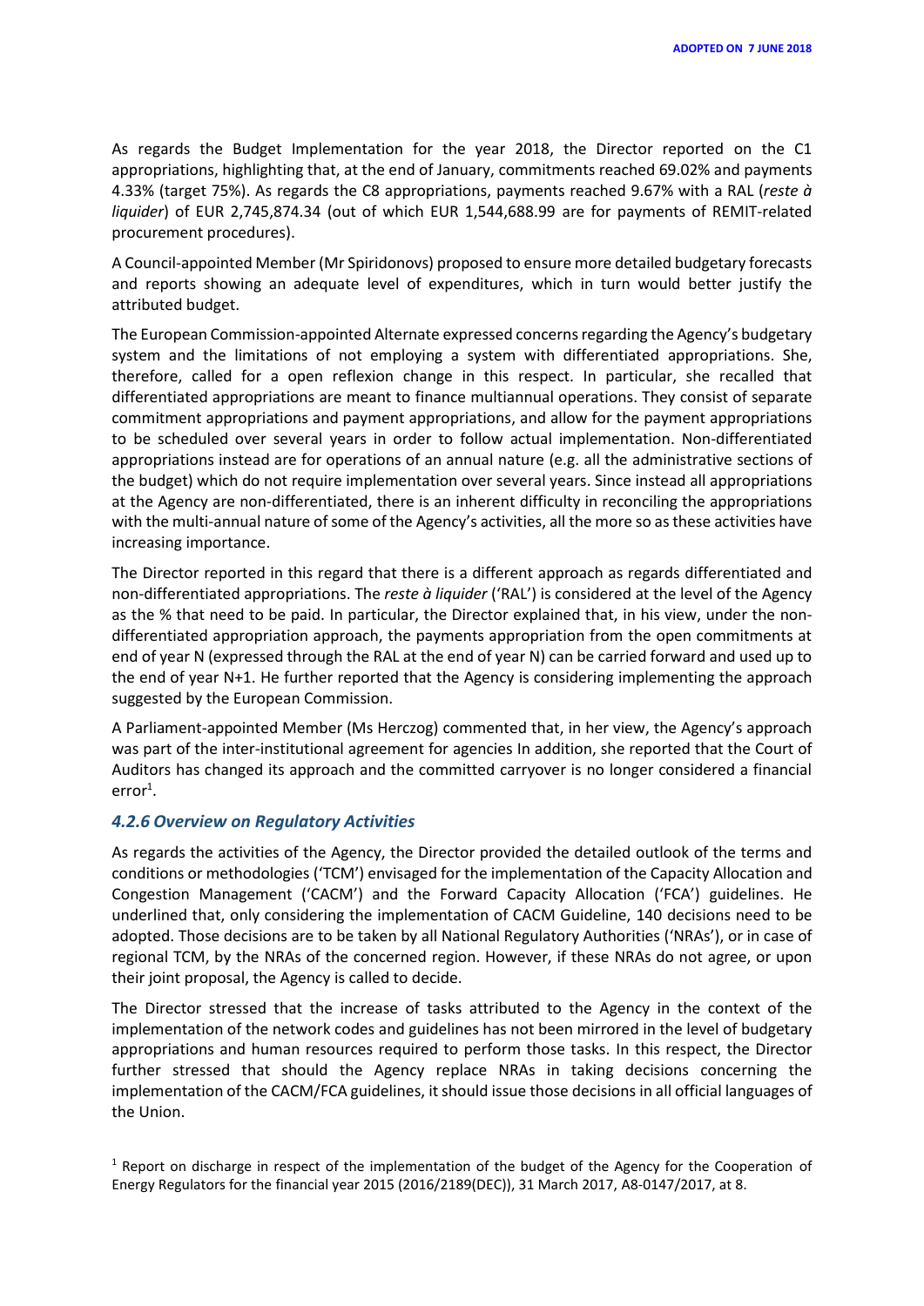As regards the Budget Implementation for the year 2018, the Director reported on the C1 appropriations, highlighting that, at the end of January, commitments reached 69.02% and payments 4.33% (target 75%). As regards the C8 appropriations, payments reached 9.67% with a RAL (*reste à liquider*) of EUR 2,745,874.34 (out of which EUR 1,544,688.99 are for payments of REMIT-related procurement procedures).

A Council-appointed Member (Mr Spiridonovs) proposed to ensure more detailed budgetary forecasts and reports showing an adequate level of expenditures, which in turn would better justify the attributed budget.

The European Commission-appointed Alternate expressed concerns regarding the Agency's budgetary system and the limitations of not employing a system with differentiated appropriations. She, therefore, called for a open reflexion change in this respect. In particular, she recalled that differentiated appropriations are meant to finance multiannual operations. They consist of separate commitment appropriations and payment appropriations, and allow for the payment appropriations to be scheduled over several years in order to follow actual implementation. Non-differentiated appropriations instead are for operations of an annual nature (e.g. all the administrative sections of the budget) which do not require implementation over several years. Since instead all appropriations at the Agency are non-differentiated, there is an inherent difficulty in reconciling the appropriations with the multi-annual nature of some of the Agency's activities, all the more so as these activities have increasing importance.

The Director reported in this regard that there is a different approach as regards differentiated and non-differentiated appropriations. The *reste à liquider* ('RAL') is considered at the level of the Agency as the % that need to be paid. In particular, the Director explained that, in his view, under the non-differentiated appropriation approach, the payments appropriation from the open commitments at end of year N (expressed through the RAL at the end of year N) can be carried forward and used up to the end of year N+1. He further reported that the Agency is considering implementing the approach suggested by the European Commission.

A Parliament-appointed Member (Ms Herczog) commented that, in her view, the Agency's approach was part of the inter-institutional agreement for agencies In addition, she reported that the Court of Auditors has changed its approach and the committed carryover is no longer considered a financial error[1].

#### *4.2.6 Overview on Regulatory Activities*

As regards the activities of the Agency, the Director provided the detailed outlook of the terms and conditions or methodologies ('TCM') envisaged for the implementation of the Capacity Allocation and Congestion Management ('CACM') and the Forward Capacity Allocation ('FCA') guidelines. He underlined that, only considering the implementation of CACM Guideline, 140 decisions need to be adopted. Those decisions are to be taken by all National Regulatory Authorities ('NRAs'), or in case of regional TCM, by the NRAs of the concerned region. However, if these NRAs do not agree, or upon their joint proposal, the Agency is called to decide.

The Director stressed that the increase of tasks attributed to the Agency in the context of the implementation of the network codes and guidelines has not been mirrored in the level of budgetary appropriations and human resources required to perform those tasks. In this respect, the Director further stressed that should the Agency replace NRAs in taking decisions concerning the implementation of the CACM/FCA guidelines, it should issue those decisions in all official languages of the Union.

[1] Report on discharge in respect of the implementation of the budget of the Agency for the Cooperation of Energy Regulators for the financial year 2015 (2016/2189(DEC)), 31 March 2017, A8-0147/2017, at 8.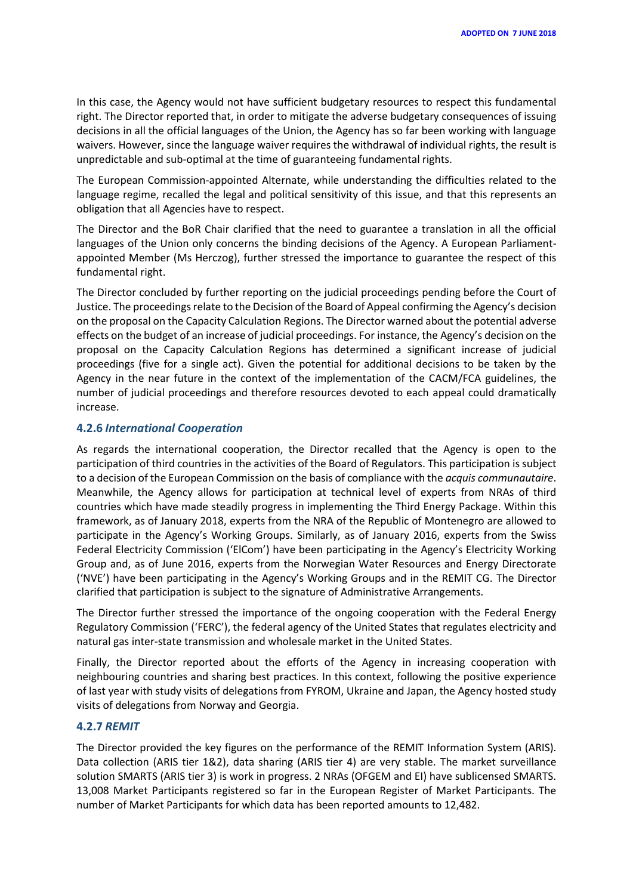In this case, the Agency would not have sufficient budgetary resources to respect this fundamental right. The Director reported that, in order to mitigate the adverse budgetary consequences of issuing decisions in all the official languages of the Union, the Agency has so far been working with language waivers. However, since the language waiver requires the withdrawal of individual rights, the result is unpredictable and sub-optimal at the time of guaranteeing fundamental rights.

The European Commission-appointed Alternate, while understanding the difficulties related to the language regime, recalled the legal and political sensitivity of this issue, and that this represents an obligation that all Agencies have to respect.

The Director and the BoR Chair clarified that the need to guarantee a translation in all the official languages of the Union only concerns the binding decisions of the Agency. A European Parliament-appointed Member (Ms Herczog), further stressed the importance to guarantee the respect of this fundamental right.

The Director concluded by further reporting on the judicial proceedings pending before the Court of Justice. The proceedings relate to the Decision of the Board of Appeal confirming the Agency's decision on the proposal on the Capacity Calculation Regions. The Director warned about the potential adverse effects on the budget of an increase of judicial proceedings. For instance, the Agency's decision on the proposal on the Capacity Calculation Regions has determined a significant increase of judicial proceedings (five for a single act). Given the potential for additional decisions to be taken by the Agency in the near future in the context of the implementation of the CACM/FCA guidelines, the number of judicial proceedings and therefore resources devoted to each appeal could dramatically increase.

### 4.2.6 *International Cooperation*

As regards the international cooperation, the Director recalled that the Agency is open to the participation of third countries in the activities of the Board of Regulators. This participation is subject to a decision of the European Commission on the basis of compliance with the *acquis communautaire*. Meanwhile, the Agency allows for participation at technical level of experts from NRAs of third countries which have made steadily progress in implementing the Third Energy Package. Within this framework, as of January 2018, experts from the NRA of the Republic of Montenegro are allowed to participate in the Agency's Working Groups. Similarly, as of January 2016, experts from the Swiss Federal Electricity Commission ('ElCom') have been participating in the Agency's Electricity Working Group and, as of June 2016, experts from the Norwegian Water Resources and Energy Directorate ('NVE') have been participating in the Agency's Working Groups and in the REMIT CG. The Director clarified that participation is subject to the signature of Administrative Arrangements.

The Director further stressed the importance of the ongoing cooperation with the Federal Energy Regulatory Commission ('FERC'), the federal agency of the United States that regulates electricity and natural gas inter-state transmission and wholesale market in the United States.

Finally, the Director reported about the efforts of the Agency in increasing cooperation with neighbouring countries and sharing best practices. In this context, following the positive experience of last year with study visits of delegations from FYROM, Ukraine and Japan, the Agency hosted study visits of delegations from Norway and Georgia.

### 4.2.7 *REMIT*

The Director provided the key figures on the performance of the REMIT Information System (ARIS). Data collection (ARIS tier 1&2), data sharing (ARIS tier 4) are very stable. The market surveillance solution SMARTS (ARIS tier 3) is work in progress. 2 NRAs (OFGEM and EI) have sublicensed SMARTS. 13,008 Market Participants registered so far in the European Register of Market Participants. The number of Market Participants for which data has been reported amounts to 12,482.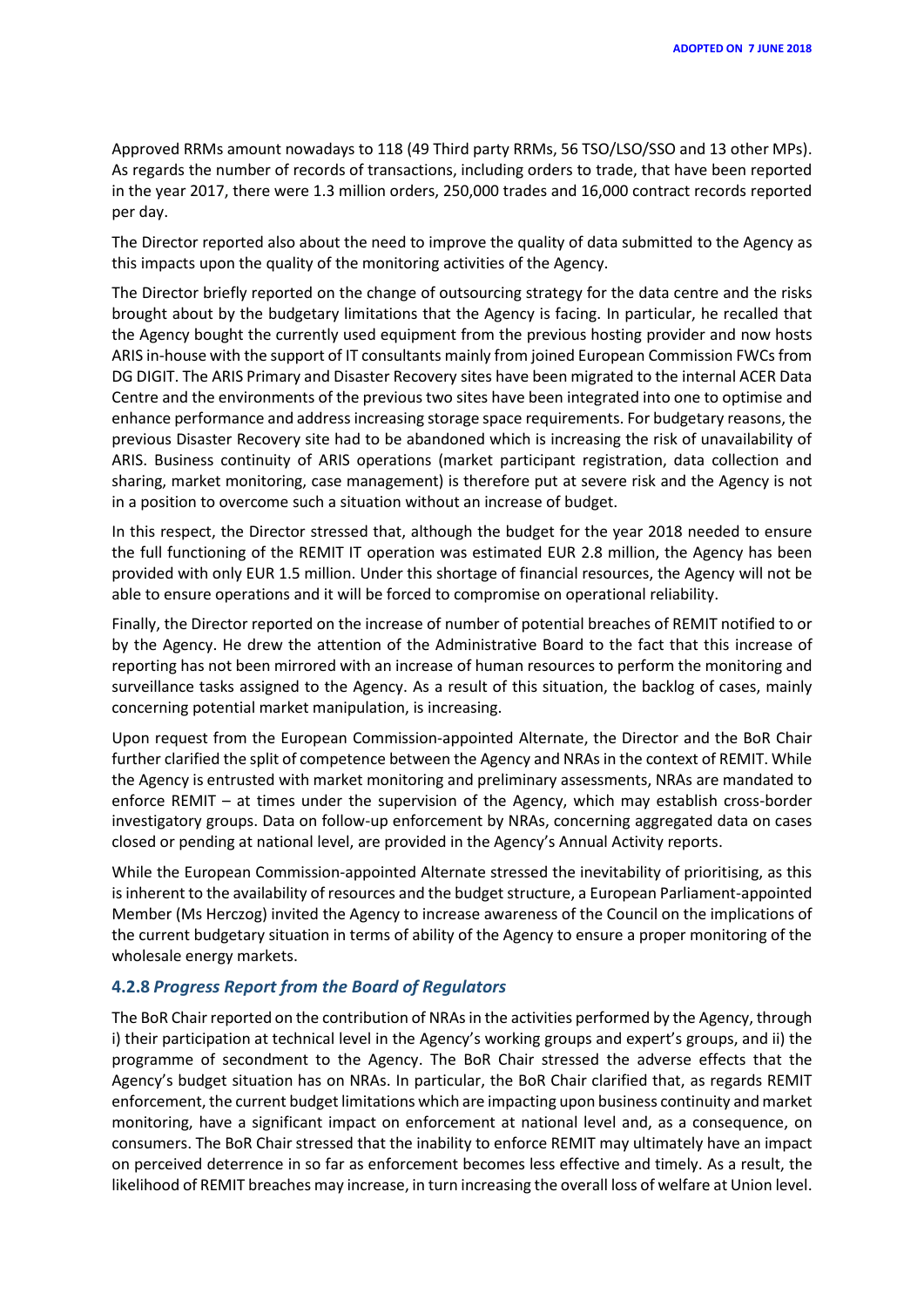Approved RRMs amount nowadays to 118 (49 Third party RRMs, 56 TSO/LSO/SSO and 13 other MPs). As regards the number of records of transactions, including orders to trade, that have been reported in the year 2017, there were 1.3 million orders, 250,000 trades and 16,000 contract records reported per day.

The Director reported also about the need to improve the quality of data submitted to the Agency as this impacts upon the quality of the monitoring activities of the Agency.

The Director briefly reported on the change of outsourcing strategy for the data centre and the risks brought about by the budgetary limitations that the Agency is facing. In particular, he recalled that the Agency bought the currently used equipment from the previous hosting provider and now hosts ARIS in-house with the support of IT consultants mainly from joined European Commission FWCs from DG DIGIT. The ARIS Primary and Disaster Recovery sites have been migrated to the internal ACER Data Centre and the environments of the previous two sites have been integrated into one to optimise and enhance performance and address increasing storage space requirements. For budgetary reasons, the previous Disaster Recovery site had to be abandoned which is increasing the risk of unavailability of ARIS. Business continuity of ARIS operations (market participant registration, data collection and sharing, market monitoring, case management) is therefore put at severe risk and the Agency is not in a position to overcome such a situation without an increase of budget.

In this respect, the Director stressed that, although the budget for the year 2018 needed to ensure the full functioning of the REMIT IT operation was estimated EUR 2.8 million, the Agency has been provided with only EUR 1.5 million. Under this shortage of financial resources, the Agency will not be able to ensure operations and it will be forced to compromise on operational reliability.

Finally, the Director reported on the increase of number of potential breaches of REMIT notified to or by the Agency. He drew the attention of the Administrative Board to the fact that this increase of reporting has not been mirrored with an increase of human resources to perform the monitoring and surveillance tasks assigned to the Agency. As a result of this situation, the backlog of cases, mainly concerning potential market manipulation, is increasing.

Upon request from the European Commission-appointed Alternate, the Director and the BoR Chair further clarified the split of competence between the Agency and NRAs in the context of REMIT. While the Agency is entrusted with market monitoring and preliminary assessments, NRAs are mandated to enforce REMIT – at times under the supervision of the Agency, which may establish cross-border investigatory groups. Data on follow-up enforcement by NRAs, concerning aggregated data on cases closed or pending at national level, are provided in the Agency's Annual Activity reports.

While the European Commission-appointed Alternate stressed the inevitability of prioritising, as this is inherent to the availability of resources and the budget structure, a European Parliament-appointed Member (Ms Herczog) invited the Agency to increase awareness of the Council on the implications of the current budgetary situation in terms of ability of the Agency to ensure a proper monitoring of the wholesale energy markets.

### 4.2.8 *Progress Report from the Board of Regulators*

The BoR Chair reported on the contribution of NRAs in the activities performed by the Agency, through i) their participation at technical level in the Agency's working groups and expert's groups, and ii) the programme of secondment to the Agency. The BoR Chair stressed the adverse effects that the Agency's budget situation has on NRAs. In particular, the BoR Chair clarified that, as regards REMIT enforcement, the current budget limitations which are impacting upon business continuity and market monitoring, have a significant impact on enforcement at national level and, as a consequence, on consumers. The BoR Chair stressed that the inability to enforce REMIT may ultimately have an impact on perceived deterrence in so far as enforcement becomes less effective and timely. As a result, the likelihood of REMIT breaches may increase, in turn increasing the overall loss of welfare at Union level.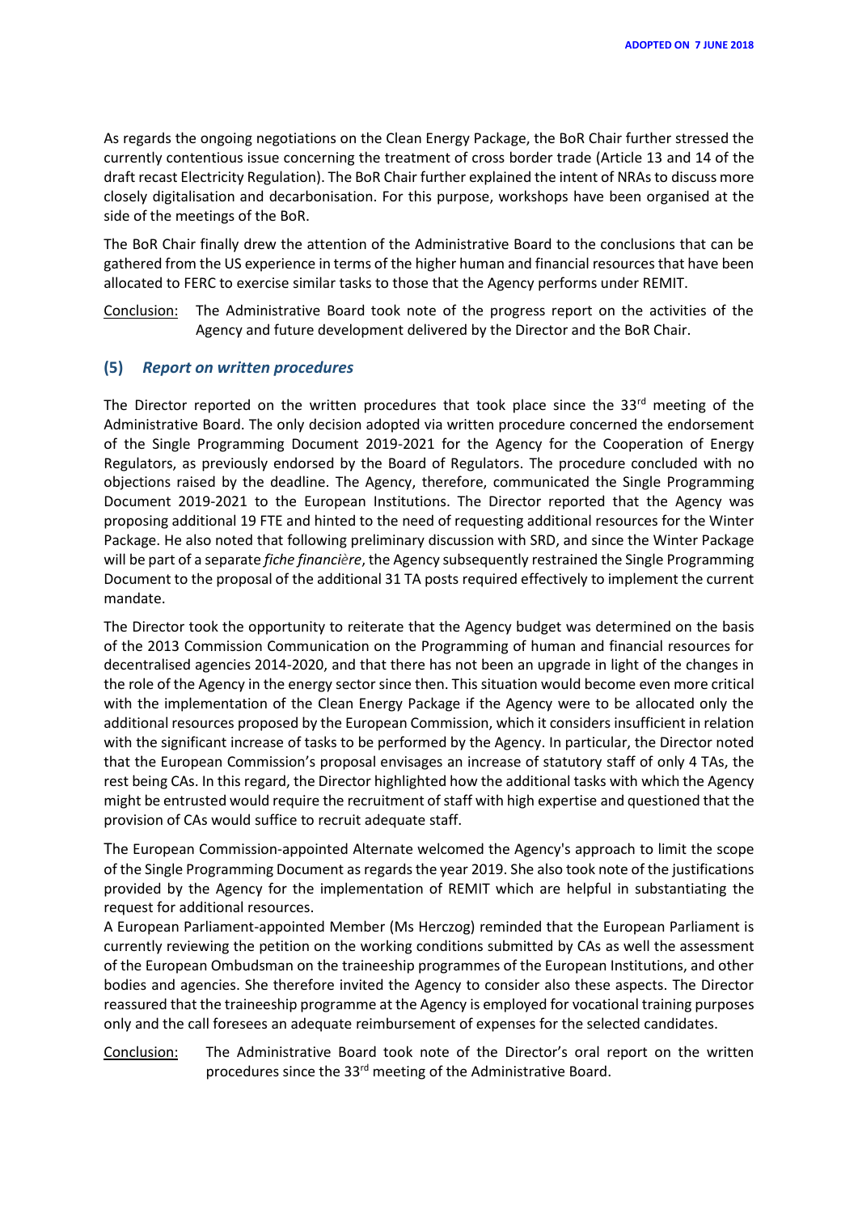As regards the ongoing negotiations on the Clean Energy Package, the BoR Chair further stressed the currently contentious issue concerning the treatment of cross border trade (Article 13 and 14 of the draft recast Electricity Regulation). The BoR Chair further explained the intent of NRAs to discuss more closely digitalisation and decarbonisation. For this purpose, workshops have been organised at the side of the meetings of the BoR.

The BoR Chair finally drew the attention of the Administrative Board to the conclusions that can be gathered from the US experience in terms of the higher human and financial resources that have been allocated to FERC to exercise similar tasks to those that the Agency performs under REMIT.

Conclusion: The Administrative Board took note of the progress report on the activities of the Agency and future development delivered by the Director and the BoR Chair.

## (5) *Report on written procedures*

The Director reported on the written procedures that took place since the 33rd meeting of the Administrative Board. The only decision adopted via written procedure concerned the endorsement of the Single Programming Document 2019-2021 for the Agency for the Cooperation of Energy Regulators, as previously endorsed by the Board of Regulators. The procedure concluded with no objections raised by the deadline. The Agency, therefore, communicated the Single Programming Document 2019-2021 to the European Institutions. The Director reported that the Agency was proposing additional 19 FTE and hinted to the need of requesting additional resources for the Winter Package. He also noted that following preliminary discussion with SRD, and since the Winter Package will be part of a separate *fiche financière*, the Agency subsequently restrained the Single Programming Document to the proposal of the additional 31 TA posts required effectively to implement the current mandate.

The Director took the opportunity to reiterate that the Agency budget was determined on the basis of the 2013 Commission Communication on the Programming of human and financial resources for decentralised agencies 2014-2020, and that there has not been an upgrade in light of the changes in the role of the Agency in the energy sector since then. This situation would become even more critical with the implementation of the Clean Energy Package if the Agency were to be allocated only the additional resources proposed by the European Commission, which it considers insufficient in relation with the significant increase of tasks to be performed by the Agency. In particular, the Director noted that the European Commission's proposal envisages an increase of statutory staff of only 4 TAs, the rest being CAs. In this regard, the Director highlighted how the additional tasks with which the Agency might be entrusted would require the recruitment of staff with high expertise and questioned that the provision of CAs would suffice to recruit adequate staff.

The European Commission-appointed Alternate welcomed the Agency's approach to limit the scope of the Single Programming Document as regards the year 2019. She also took note of the justifications provided by the Agency for the implementation of REMIT which are helpful in substantiating the request for additional resources.

A European Parliament-appointed Member (Ms Herczog) reminded that the European Parliament is currently reviewing the petition on the working conditions submitted by CAs as well the assessment of the European Ombudsman on the traineeship programmes of the European Institutions, and other bodies and agencies. She therefore invited the Agency to consider also these aspects. The Director reassured that the traineeship programme at the Agency is employed for vocational training purposes only and the call foresees an adequate reimbursement of expenses for the selected candidates.

Conclusion: The Administrative Board took note of the Director's oral report on the written procedures since the 33rd meeting of the Administrative Board.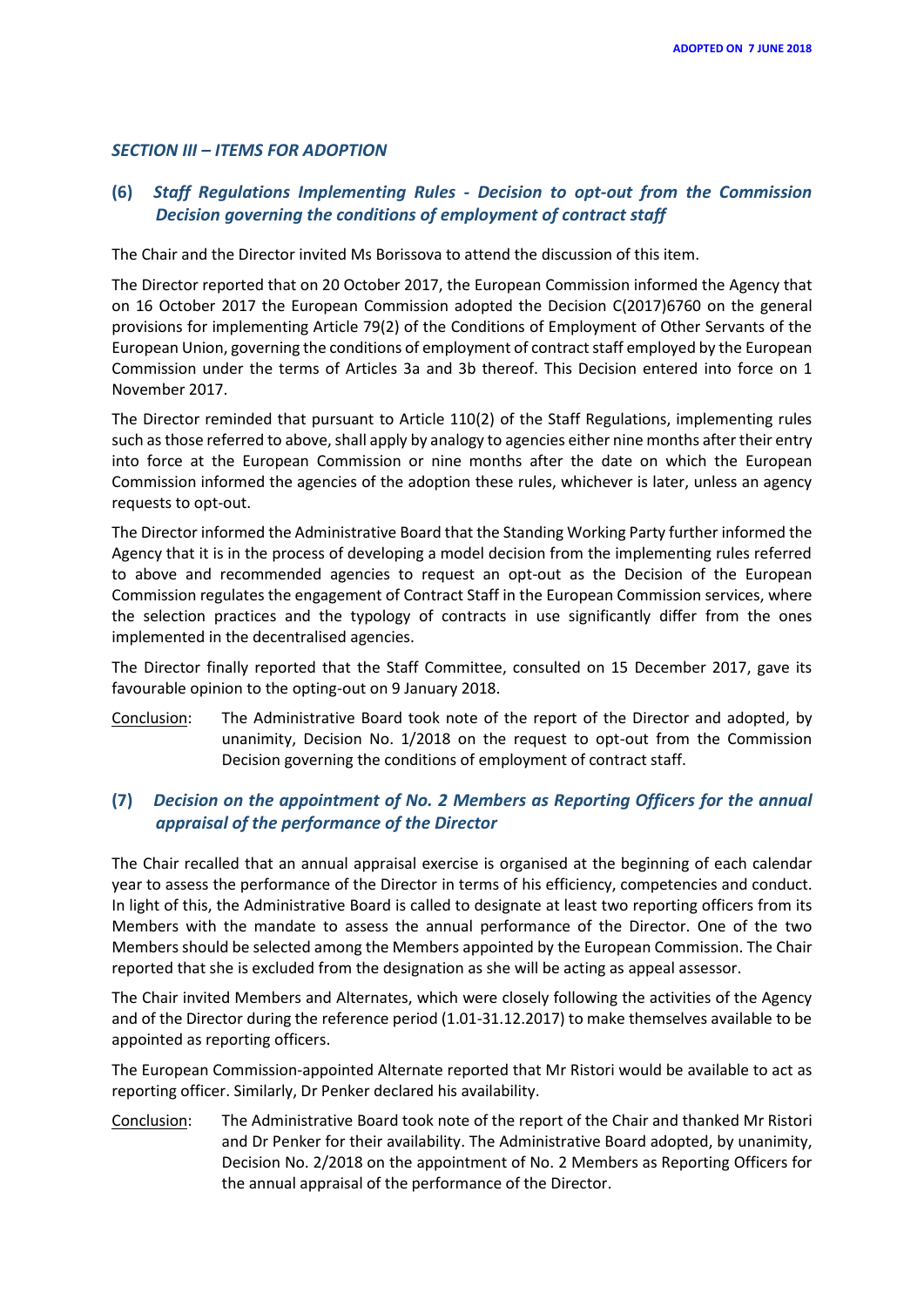## *SECTION III – ITEMS FOR ADOPTION*

### (6) *Staff Regulations Implementing Rules - Decision to opt-out from the Commission Decision governing the conditions of employment of contract staff*

The Chair and the Director invited Ms Borissova to attend the discussion of this item.

The Director reported that on 20 October 2017, the European Commission informed the Agency that on 16 October 2017 the European Commission adopted the Decision C(2017)6760 on the general provisions for implementing Article 79(2) of the Conditions of Employment of Other Servants of the European Union, governing the conditions of employment of contract staff employed by the European Commission under the terms of Articles 3a and 3b thereof. This Decision entered into force on 1 November 2017.

The Director reminded that pursuant to Article 110(2) of the Staff Regulations, implementing rules such as those referred to above, shall apply by analogy to agencies either nine months after their entry into force at the European Commission or nine months after the date on which the European Commission informed the agencies of the adoption these rules, whichever is later, unless an agency requests to opt-out.

The Director informed the Administrative Board that the Standing Working Party further informed the Agency that it is in the process of developing a model decision from the implementing rules referred to above and recommended agencies to request an opt-out as the Decision of the European Commission regulates the engagement of Contract Staff in the European Commission services, where the selection practices and the typology of contracts in use significantly differ from the ones implemented in the decentralised agencies.

The Director finally reported that the Staff Committee, consulted on 15 December 2017, gave its favourable opinion to the opting-out on 9 January 2018.

Conclusion: The Administrative Board took note of the report of the Director and adopted, by unanimity, Decision No. 1/2018 on the request to opt-out from the Commission Decision governing the conditions of employment of contract staff.

### (7) *Decision on the appointment of No. 2 Members as Reporting Officers for the annual appraisal of the performance of the Director*

The Chair recalled that an annual appraisal exercise is organised at the beginning of each calendar year to assess the performance of the Director in terms of his efficiency, competencies and conduct. In light of this, the Administrative Board is called to designate at least two reporting officers from its Members with the mandate to assess the annual performance of the Director. One of the two Members should be selected among the Members appointed by the European Commission. The Chair reported that she is excluded from the designation as she will be acting as appeal assessor.

The Chair invited Members and Alternates, which were closely following the activities of the Agency and of the Director during the reference period (1.01-31.12.2017) to make themselves available to be appointed as reporting officers.

The European Commission-appointed Alternate reported that Mr Ristori would be available to act as reporting officer. Similarly, Dr Penker declared his availability.

Conclusion: The Administrative Board took note of the report of the Chair and thanked Mr Ristori and Dr Penker for their availability. The Administrative Board adopted, by unanimity, Decision No. 2/2018 on the appointment of No. 2 Members as Reporting Officers for the annual appraisal of the performance of the Director.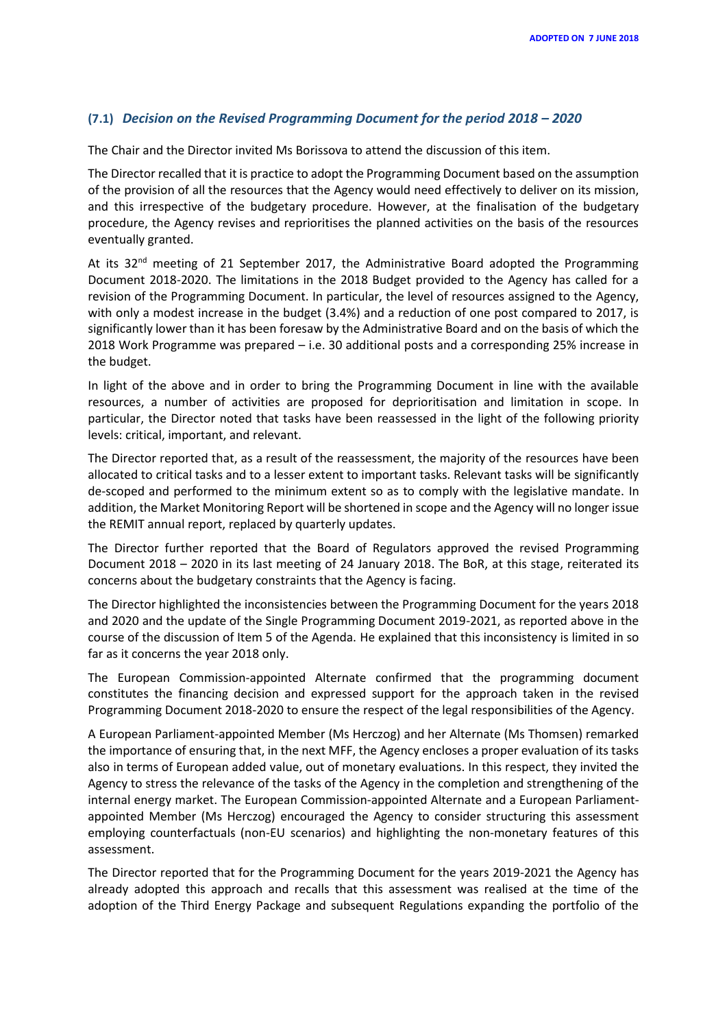### (7.1) *Decision on the Revised Programming Document for the period 2018 – 2020*

The Chair and the Director invited Ms Borissova to attend the discussion of this item.

The Director recalled that it is practice to adopt the Programming Document based on the assumption of the provision of all the resources that the Agency would need effectively to deliver on its mission, and this irrespective of the budgetary procedure. However, at the finalisation of the budgetary procedure, the Agency revises and reprioritises the planned activities on the basis of the resources eventually granted.

At its 32nd meeting of 21 September 2017, the Administrative Board adopted the Programming Document 2018-2020. The limitations in the 2018 Budget provided to the Agency has called for a revision of the Programming Document. In particular, the level of resources assigned to the Agency, with only a modest increase in the budget (3.4%) and a reduction of one post compared to 2017, is significantly lower than it has been foresaw by the Administrative Board and on the basis of which the 2018 Work Programme was prepared – i.e. 30 additional posts and a corresponding 25% increase in the budget.

In light of the above and in order to bring the Programming Document in line with the available resources, a number of activities are proposed for deprioritisation and limitation in scope. In particular, the Director noted that tasks have been reassessed in the light of the following priority levels: critical, important, and relevant.

The Director reported that, as a result of the reassessment, the majority of the resources have been allocated to critical tasks and to a lesser extent to important tasks. Relevant tasks will be significantly de-scoped and performed to the minimum extent so as to comply with the legislative mandate. In addition, the Market Monitoring Report will be shortened in scope and the Agency will no longer issue the REMIT annual report, replaced by quarterly updates.

The Director further reported that the Board of Regulators approved the revised Programming Document 2018 – 2020 in its last meeting of 24 January 2018. The BoR, at this stage, reiterated its concerns about the budgetary constraints that the Agency is facing.

The Director highlighted the inconsistencies between the Programming Document for the years 2018 and 2020 and the update of the Single Programming Document 2019-2021, as reported above in the course of the discussion of Item 5 of the Agenda. He explained that this inconsistency is limited in so far as it concerns the year 2018 only.

The European Commission-appointed Alternate confirmed that the programming document constitutes the financing decision and expressed support for the approach taken in the revised Programming Document 2018-2020 to ensure the respect of the legal responsibilities of the Agency.

A European Parliament-appointed Member (Ms Herczog) and her Alternate (Ms Thomsen) remarked the importance of ensuring that, in the next MFF, the Agency encloses a proper evaluation of its tasks also in terms of European added value, out of monetary evaluations. In this respect, they invited the Agency to stress the relevance of the tasks of the Agency in the completion and strengthening of the internal energy market. The European Commission-appointed Alternate and a European Parliament-appointed Member (Ms Herczog) encouraged the Agency to consider structuring this assessment employing counterfactuals (non-EU scenarios) and highlighting the non-monetary features of this assessment.

The Director reported that for the Programming Document for the years 2019-2021 the Agency has already adopted this approach and recalls that this assessment was realised at the time of the adoption of the Third Energy Package and subsequent Regulations expanding the portfolio of the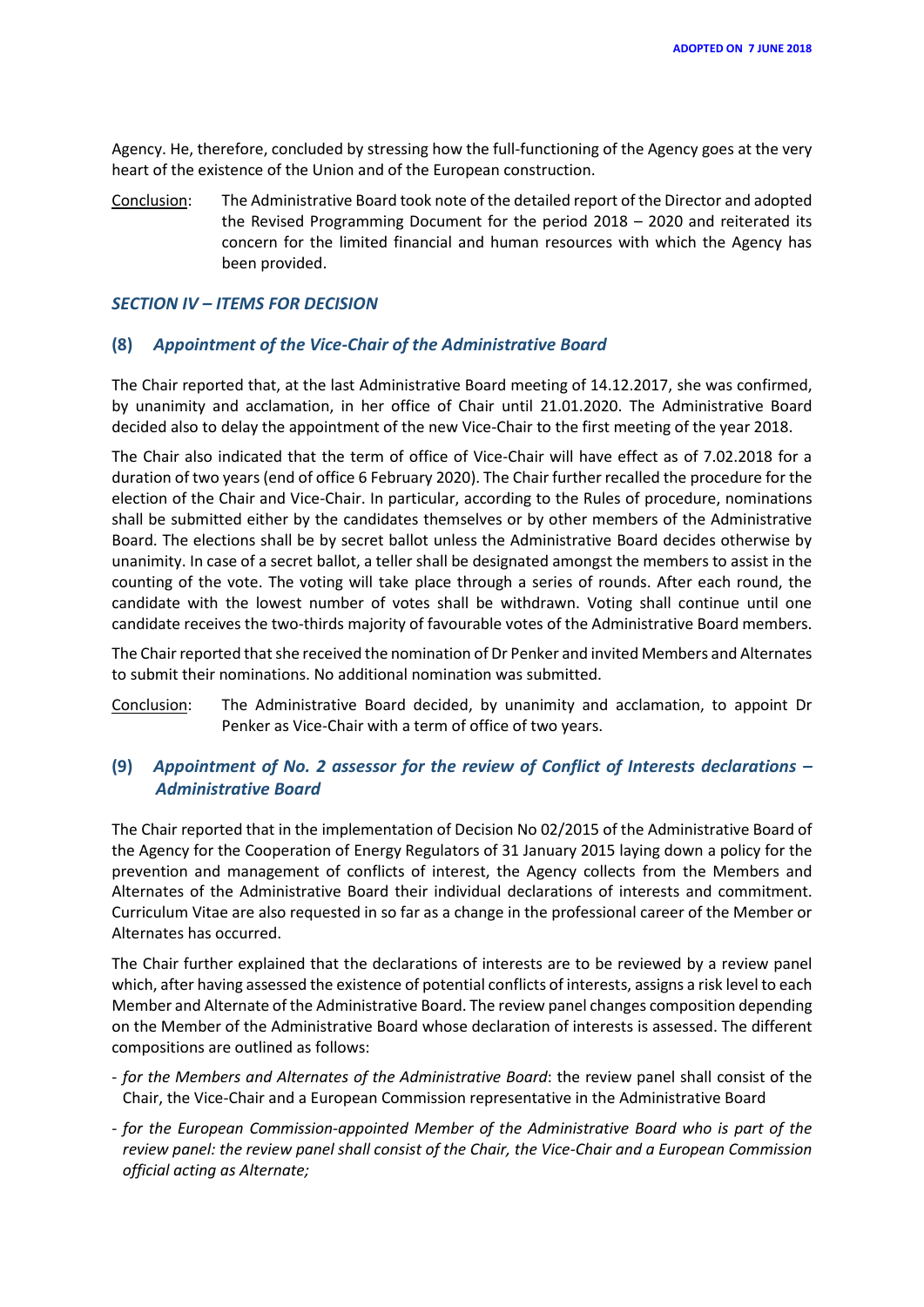Agency. He, therefore, concluded by stressing how the full-functioning of the Agency goes at the very heart of the existence of the Union and of the European construction.

Conclusion: The Administrative Board took note of the detailed report of the Director and adopted the Revised Programming Document for the period 2018 – 2020 and reiterated its concern for the limited financial and human resources with which the Agency has been provided.

### *SECTION IV – ITEMS FOR DECISION*

### (8) *Appointment of the Vice-Chair of the Administrative Board*

The Chair reported that, at the last Administrative Board meeting of 14.12.2017, she was confirmed, by unanimity and acclamation, in her office of Chair until 21.01.2020. The Administrative Board decided also to delay the appointment of the new Vice-Chair to the first meeting of the year 2018.

The Chair also indicated that the term of office of Vice-Chair will have effect as of 7.02.2018 for a duration of two years (end of office 6 February 2020). The Chair further recalled the procedure for the election of the Chair and Vice-Chair. In particular, according to the Rules of procedure, nominations shall be submitted either by the candidates themselves or by other members of the Administrative Board. The elections shall be by secret ballot unless the Administrative Board decides otherwise by unanimity. In case of a secret ballot, a teller shall be designated amongst the members to assist in the counting of the vote. The voting will take place through a series of rounds. After each round, the candidate with the lowest number of votes shall be withdrawn. Voting shall continue until one candidate receives the two-thirds majority of favourable votes of the Administrative Board members.

The Chair reported that she received the nomination of Dr Penker and invited Members and Alternates to submit their nominations. No additional nomination was submitted.

Conclusion: The Administrative Board decided, by unanimity and acclamation, to appoint Dr Penker as Vice-Chair with a term of office of two years.

### (9) *Appointment of No. 2 assessor for the review of Conflict of Interests declarations – Administrative Board*

The Chair reported that in the implementation of Decision No 02/2015 of the Administrative Board of the Agency for the Cooperation of Energy Regulators of 31 January 2015 laying down a policy for the prevention and management of conflicts of interest, the Agency collects from the Members and Alternates of the Administrative Board their individual declarations of interests and commitment. Curriculum Vitae are also requested in so far as a change in the professional career of the Member or Alternates has occurred.

The Chair further explained that the declarations of interests are to be reviewed by a review panel which, after having assessed the existence of potential conflicts of interests, assigns a risk level to each Member and Alternate of the Administrative Board. The review panel changes composition depending on the Member of the Administrative Board whose declaration of interests is assessed. The different compositions are outlined as follows:

- *for the Members and Alternates of the Administrative Board*: the review panel shall consist of the Chair, the Vice-Chair and a European Commission representative in the Administrative Board
- *for the European Commission-appointed Member of the Administrative Board who is part of the review panel: the review panel shall consist of the Chair, the Vice-Chair and a European Commission official acting as Alternate;*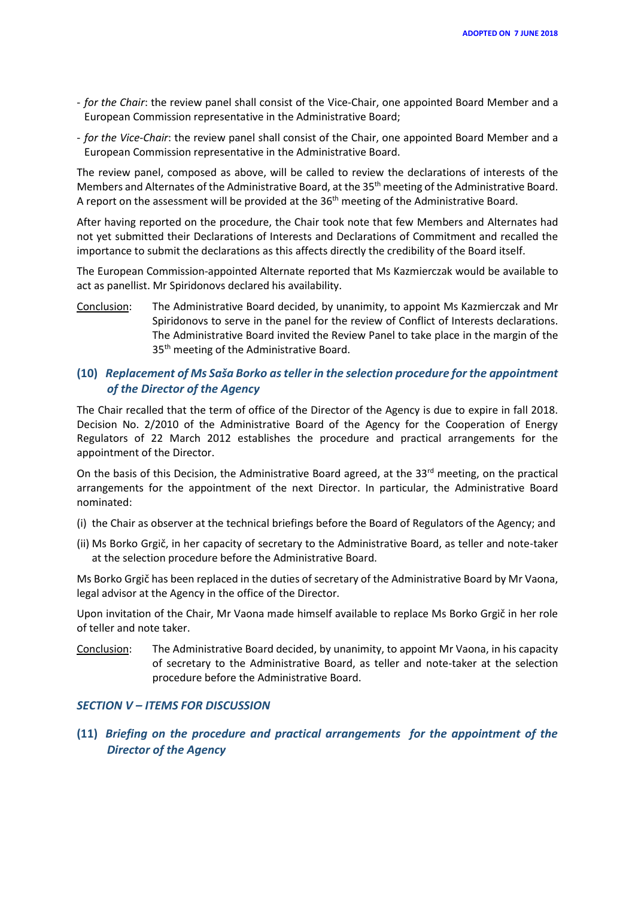- *for the Chair*: the review panel shall consist of the Vice-Chair, one appointed Board Member and a European Commission representative in the Administrative Board;
- *for the Vice-Chair*: the review panel shall consist of the Chair, one appointed Board Member and a European Commission representative in the Administrative Board.

The review panel, composed as above, will be called to review the declarations of interests of the Members and Alternates of the Administrative Board, at the 35th meeting of the Administrative Board. A report on the assessment will be provided at the 36th meeting of the Administrative Board.

After having reported on the procedure, the Chair took note that few Members and Alternates had not yet submitted their Declarations of Interests and Declarations of Commitment and recalled the importance to submit the declarations as this affects directly the credibility of the Board itself.

The European Commission-appointed Alternate reported that Ms Kazmierczak would be available to act as panellist. Mr Spiridonovs declared his availability.

Conclusion: The Administrative Board decided, by unanimity, to appoint Ms Kazmierczak and Mr Spiridonovs to serve in the panel for the review of Conflict of Interests declarations. The Administrative Board invited the Review Panel to take place in the margin of the 35th meeting of the Administrative Board.

### (10) *Replacement of Ms Saša Borko as teller in the selection procedure for the appointment of the Director of the Agency*

The Chair recalled that the term of office of the Director of the Agency is due to expire in fall 2018. Decision No. 2/2010 of the Administrative Board of the Agency for the Cooperation of Energy Regulators of 22 March 2012 establishes the procedure and practical arrangements for the appointment of the Director.

On the basis of this Decision, the Administrative Board agreed, at the 33rd meeting, on the practical arrangements for the appointment of the next Director. In particular, the Administrative Board nominated:

(i) the Chair as observer at the technical briefings before the Board of Regulators of the Agency; and

(ii) Ms Borko Grgič, in her capacity of secretary to the Administrative Board, as teller and note-taker at the selection procedure before the Administrative Board.

Ms Borko Grgič has been replaced in the duties of secretary of the Administrative Board by Mr Vaona, legal advisor at the Agency in the office of the Director.

Upon invitation of the Chair, Mr Vaona made himself available to replace Ms Borko Grgič in her role of teller and note taker.

Conclusion: The Administrative Board decided, by unanimity, to appoint Mr Vaona, in his capacity of secretary to the Administrative Board, as teller and note-taker at the selection procedure before the Administrative Board.

## *SECTION V – ITEMS FOR DISCUSSION*

### (11) *Briefing on the procedure and practical arrangements for the appointment of the Director of the Agency*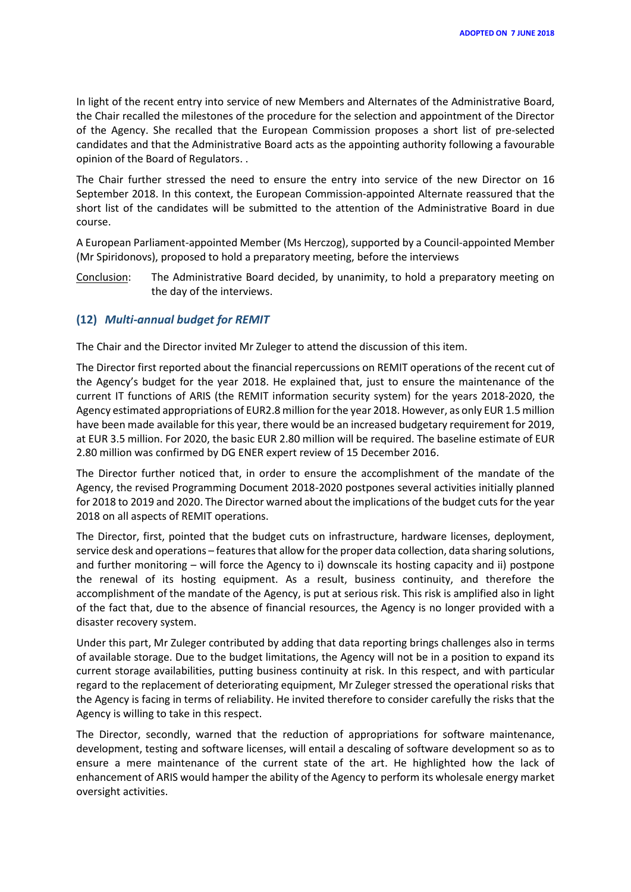In light of the recent entry into service of new Members and Alternates of the Administrative Board, the Chair recalled the milestones of the procedure for the selection and appointment of the Director of the Agency. She recalled that the European Commission proposes a short list of pre-selected candidates and that the Administrative Board acts as the appointing authority following a favourable opinion of the Board of Regulators. .

The Chair further stressed the need to ensure the entry into service of the new Director on 16 September 2018. In this context, the European Commission-appointed Alternate reassured that the short list of the candidates will be submitted to the attention of the Administrative Board in due course.

A European Parliament-appointed Member (Ms Herczog), supported by a Council-appointed Member (Mr Spiridonovs), proposed to hold a preparatory meeting, before the interviews

Conclusion: The Administrative Board decided, by unanimity, to hold a preparatory meeting on the day of the interviews.

### (12) *Multi-annual budget for REMIT*

The Chair and the Director invited Mr Zuleger to attend the discussion of this item.

The Director first reported about the financial repercussions on REMIT operations of the recent cut of the Agency's budget for the year 2018. He explained that, just to ensure the maintenance of the current IT functions of ARIS (the REMIT information security system) for the years 2018-2020, the Agency estimated appropriations of EUR2.8 million for the year 2018. However, as only EUR 1.5 million have been made available for this year, there would be an increased budgetary requirement for 2019, at EUR 3.5 million. For 2020, the basic EUR 2.80 million will be required. The baseline estimate of EUR 2.80 million was confirmed by DG ENER expert review of 15 December 2016.

The Director further noticed that, in order to ensure the accomplishment of the mandate of the Agency, the revised Programming Document 2018-2020 postpones several activities initially planned for 2018 to 2019 and 2020. The Director warned about the implications of the budget cuts for the year 2018 on all aspects of REMIT operations.

The Director, first, pointed that the budget cuts on infrastructure, hardware licenses, deployment, service desk and operations – features that allow for the proper data collection, data sharing solutions, and further monitoring – will force the Agency to i) downscale its hosting capacity and ii) postpone the renewal of its hosting equipment. As a result, business continuity, and therefore the accomplishment of the mandate of the Agency, is put at serious risk. This risk is amplified also in light of the fact that, due to the absence of financial resources, the Agency is no longer provided with a disaster recovery system.

Under this part, Mr Zuleger contributed by adding that data reporting brings challenges also in terms of available storage. Due to the budget limitations, the Agency will not be in a position to expand its current storage availabilities, putting business continuity at risk. In this respect, and with particular regard to the replacement of deteriorating equipment, Mr Zuleger stressed the operational risks that the Agency is facing in terms of reliability. He invited therefore to consider carefully the risks that the Agency is willing to take in this respect.

The Director, secondly, warned that the reduction of appropriations for software maintenance, development, testing and software licenses, will entail a descaling of software development so as to ensure a mere maintenance of the current state of the art. He highlighted how the lack of enhancement of ARIS would hamper the ability of the Agency to perform its wholesale energy market oversight activities.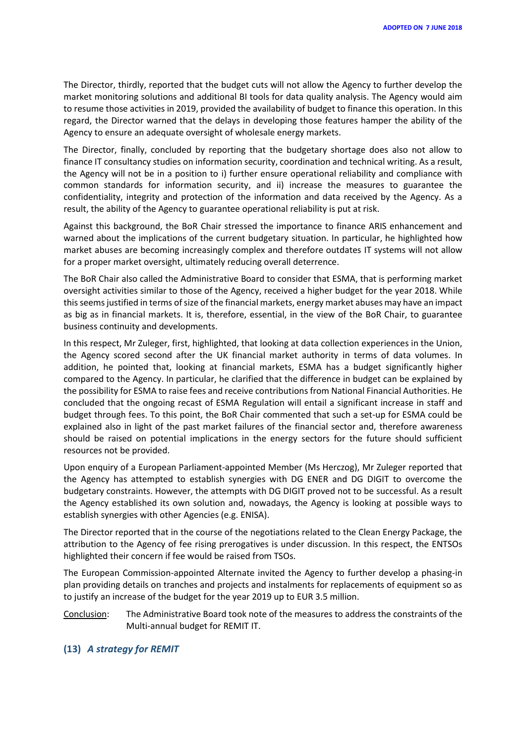The Director, thirdly, reported that the budget cuts will not allow the Agency to further develop the market monitoring solutions and additional BI tools for data quality analysis. The Agency would aim to resume those activities in 2019, provided the availability of budget to finance this operation. In this regard, the Director warned that the delays in developing those features hamper the ability of the Agency to ensure an adequate oversight of wholesale energy markets.

The Director, finally, concluded by reporting that the budgetary shortage does also not allow to finance IT consultancy studies on information security, coordination and technical writing. As a result, the Agency will not be in a position to i) further ensure operational reliability and compliance with common standards for information security, and ii) increase the measures to guarantee the confidentiality, integrity and protection of the information and data received by the Agency. As a result, the ability of the Agency to guarantee operational reliability is put at risk.

Against this background, the BoR Chair stressed the importance to finance ARIS enhancement and warned about the implications of the current budgetary situation. In particular, he highlighted how market abuses are becoming increasingly complex and therefore outdates IT systems will not allow for a proper market oversight, ultimately reducing overall deterrence.

The BoR Chair also called the Administrative Board to consider that ESMA, that is performing market oversight activities similar to those of the Agency, received a higher budget for the year 2018. While this seems justified in terms of size of the financial markets, energy market abuses may have an impact as big as in financial markets. It is, therefore, essential, in the view of the BoR Chair, to guarantee business continuity and developments.

In this respect, Mr Zuleger, first, highlighted, that looking at data collection experiences in the Union, the Agency scored second after the UK financial market authority in terms of data volumes. In addition, he pointed that, looking at financial markets, ESMA has a budget significantly higher compared to the Agency. In particular, he clarified that the difference in budget can be explained by the possibility for ESMA to raise fees and receive contributions from National Financial Authorities. He concluded that the ongoing recast of ESMA Regulation will entail a significant increase in staff and budget through fees. To this point, the BoR Chair commented that such a set-up for ESMA could be explained also in light of the past market failures of the financial sector and, therefore awareness should be raised on potential implications in the energy sectors for the future should sufficient resources not be provided.

Upon enquiry of a European Parliament-appointed Member (Ms Herczog), Mr Zuleger reported that the Agency has attempted to establish synergies with DG ENER and DG DIGIT to overcome the budgetary constraints. However, the attempts with DG DIGIT proved not to be successful. As a result the Agency established its own solution and, nowadays, the Agency is looking at possible ways to establish synergies with other Agencies (e.g. ENISA).

The Director reported that in the course of the negotiations related to the Clean Energy Package, the attribution to the Agency of fee rising prerogatives is under discussion. In this respect, the ENTSOs highlighted their concern if fee would be raised from TSOs.

The European Commission-appointed Alternate invited the Agency to further develop a phasing-in plan providing details on tranches and projects and instalments for replacements of equipment so as to justify an increase of the budget for the year 2019 up to EUR 3.5 million.

Conclusion: The Administrative Board took note of the measures to address the constraints of the Multi-annual budget for REMIT IT.

## (13) *A strategy for REMIT*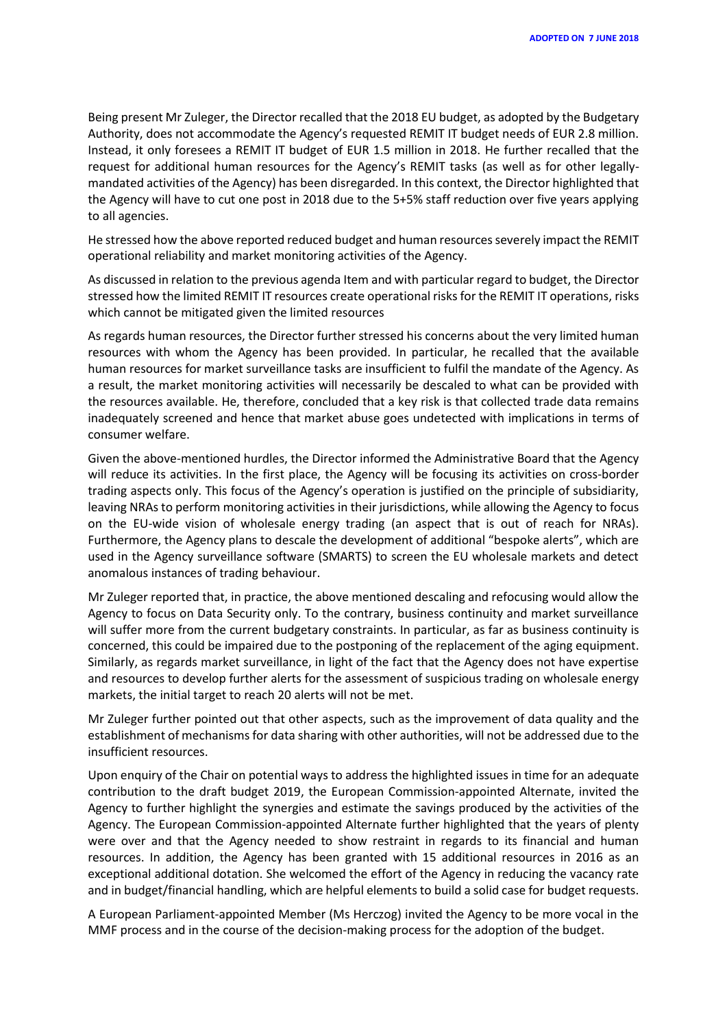Being present Mr Zuleger, the Director recalled that the 2018 EU budget, as adopted by the Budgetary Authority, does not accommodate the Agency's requested REMIT IT budget needs of EUR 2.8 million. Instead, it only foresees a REMIT IT budget of EUR 1.5 million in 2018. He further recalled that the request for additional human resources for the Agency's REMIT tasks (as well as for other legally-mandated activities of the Agency) has been disregarded. In this context, the Director highlighted that the Agency will have to cut one post in 2018 due to the 5+5% staff reduction over five years applying to all agencies.

He stressed how the above reported reduced budget and human resources severely impact the REMIT operational reliability and market monitoring activities of the Agency.

As discussed in relation to the previous agenda Item and with particular regard to budget, the Director stressed how the limited REMIT IT resources create operational risks for the REMIT IT operations, risks which cannot be mitigated given the limited resources

As regards human resources, the Director further stressed his concerns about the very limited human resources with whom the Agency has been provided. In particular, he recalled that the available human resources for market surveillance tasks are insufficient to fulfil the mandate of the Agency. As a result, the market monitoring activities will necessarily be descaled to what can be provided with the resources available. He, therefore, concluded that a key risk is that collected trade data remains inadequately screened and hence that market abuse goes undetected with implications in terms of consumer welfare.

Given the above-mentioned hurdles, the Director informed the Administrative Board that the Agency will reduce its activities. In the first place, the Agency will be focusing its activities on cross-border trading aspects only. This focus of the Agency's operation is justified on the principle of subsidiarity, leaving NRAs to perform monitoring activities in their jurisdictions, while allowing the Agency to focus on the EU-wide vision of wholesale energy trading (an aspect that is out of reach for NRAs). Furthermore, the Agency plans to descale the development of additional "bespoke alerts", which are used in the Agency surveillance software (SMARTS) to screen the EU wholesale markets and detect anomalous instances of trading behaviour.

Mr Zuleger reported that, in practice, the above mentioned descaling and refocusing would allow the Agency to focus on Data Security only. To the contrary, business continuity and market surveillance will suffer more from the current budgetary constraints. In particular, as far as business continuity is concerned, this could be impaired due to the postponing of the replacement of the aging equipment. Similarly, as regards market surveillance, in light of the fact that the Agency does not have expertise and resources to develop further alerts for the assessment of suspicious trading on wholesale energy markets, the initial target to reach 20 alerts will not be met.

Mr Zuleger further pointed out that other aspects, such as the improvement of data quality and the establishment of mechanisms for data sharing with other authorities, will not be addressed due to the insufficient resources.

Upon enquiry of the Chair on potential ways to address the highlighted issues in time for an adequate contribution to the draft budget 2019, the European Commission-appointed Alternate, invited the Agency to further highlight the synergies and estimate the savings produced by the activities of the Agency. The European Commission-appointed Alternate further highlighted that the years of plenty were over and that the Agency needed to show restraint in regards to its financial and human resources. In addition, the Agency has been granted with 15 additional resources in 2016 as an exceptional additional dotation. She welcomed the effort of the Agency in reducing the vacancy rate and in budget/financial handling, which are helpful elements to build a solid case for budget requests.

A European Parliament-appointed Member (Ms Herczog) invited the Agency to be more vocal in the MMF process and in the course of the decision-making process for the adoption of the budget.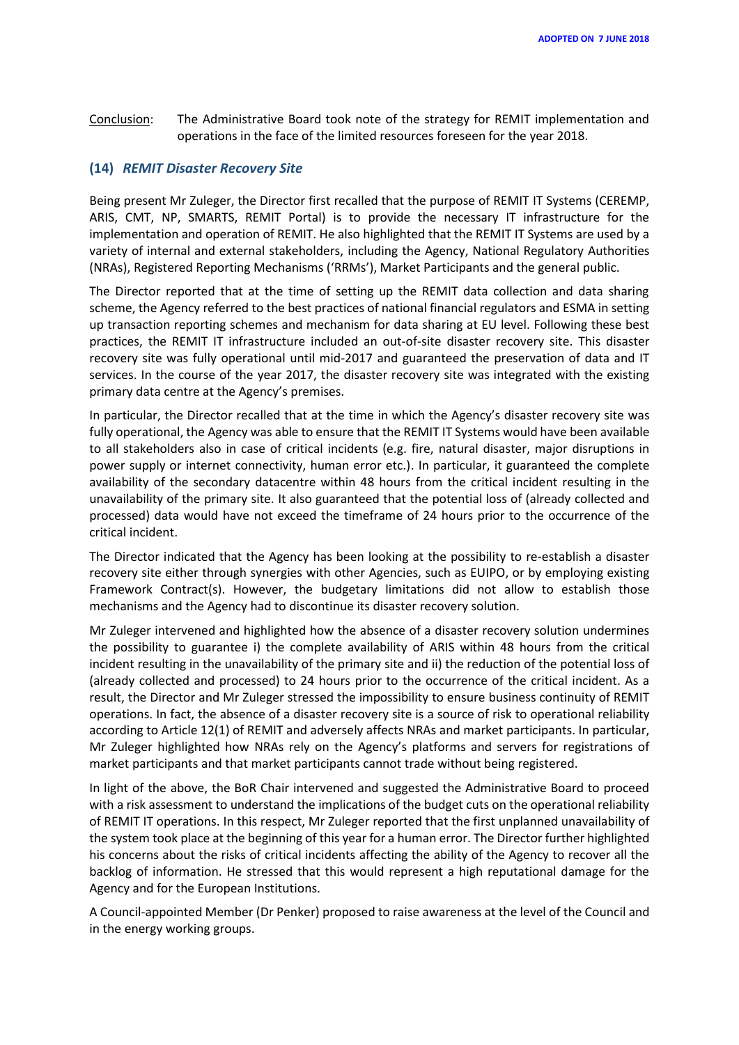Conclusion: The Administrative Board took note of the strategy for REMIT implementation and operations in the face of the limited resources foreseen for the year 2018.

### (14) *REMIT Disaster Recovery Site*

Being present Mr Zuleger, the Director first recalled that the purpose of REMIT IT Systems (CEREMP, ARIS, CMT, NP, SMARTS, REMIT Portal) is to provide the necessary IT infrastructure for the implementation and operation of REMIT. He also highlighted that the REMIT IT Systems are used by a variety of internal and external stakeholders, including the Agency, National Regulatory Authorities (NRAs), Registered Reporting Mechanisms ('RRMs'), Market Participants and the general public.

The Director reported that at the time of setting up the REMIT data collection and data sharing scheme, the Agency referred to the best practices of national financial regulators and ESMA in setting up transaction reporting schemes and mechanism for data sharing at EU level. Following these best practices, the REMIT IT infrastructure included an out-of-site disaster recovery site. This disaster recovery site was fully operational until mid-2017 and guaranteed the preservation of data and IT services. In the course of the year 2017, the disaster recovery site was integrated with the existing primary data centre at the Agency's premises.

In particular, the Director recalled that at the time in which the Agency's disaster recovery site was fully operational, the Agency was able to ensure that the REMIT IT Systems would have been available to all stakeholders also in case of critical incidents (e.g. fire, natural disaster, major disruptions in power supply or internet connectivity, human error etc.). In particular, it guaranteed the complete availability of the secondary datacentre within 48 hours from the critical incident resulting in the unavailability of the primary site. It also guaranteed that the potential loss of (already collected and processed) data would have not exceed the timeframe of 24 hours prior to the occurrence of the critical incident.

The Director indicated that the Agency has been looking at the possibility to re-establish a disaster recovery site either through synergies with other Agencies, such as EUIPO, or by employing existing Framework Contract(s). However, the budgetary limitations did not allow to establish those mechanisms and the Agency had to discontinue its disaster recovery solution.

Mr Zuleger intervened and highlighted how the absence of a disaster recovery solution undermines the possibility to guarantee i) the complete availability of ARIS within 48 hours from the critical incident resulting in the unavailability of the primary site and ii) the reduction of the potential loss of (already collected and processed) to 24 hours prior to the occurrence of the critical incident. As a result, the Director and Mr Zuleger stressed the impossibility to ensure business continuity of REMIT operations. In fact, the absence of a disaster recovery site is a source of risk to operational reliability according to Article 12(1) of REMIT and adversely affects NRAs and market participants. In particular, Mr Zuleger highlighted how NRAs rely on the Agency's platforms and servers for registrations of market participants and that market participants cannot trade without being registered.

In light of the above, the BoR Chair intervened and suggested the Administrative Board to proceed with a risk assessment to understand the implications of the budget cuts on the operational reliability of REMIT IT operations. In this respect, Mr Zuleger reported that the first unplanned unavailability of the system took place at the beginning of this year for a human error. The Director further highlighted his concerns about the risks of critical incidents affecting the ability of the Agency to recover all the backlog of information. He stressed that this would represent a high reputational damage for the Agency and for the European Institutions.

A Council-appointed Member (Dr Penker) proposed to raise awareness at the level of the Council and in the energy working groups.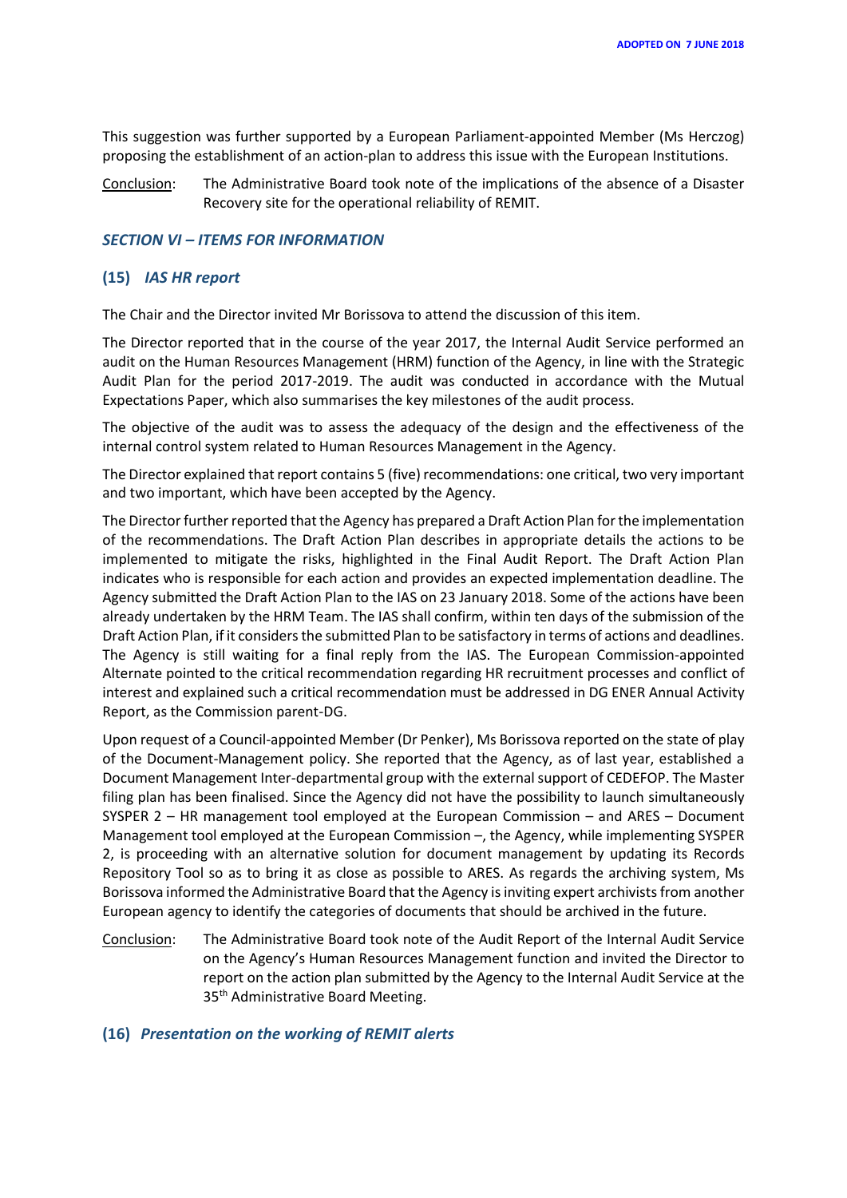This suggestion was further supported by a European Parliament-appointed Member (Ms Herczog) proposing the establishment of an action-plan to address this issue with the European Institutions.

Conclusion: The Administrative Board took note of the implications of the absence of a Disaster Recovery site for the operational reliability of REMIT.

### *SECTION VI – ITEMS FOR INFORMATION*

### (15) *IAS HR report*

The Chair and the Director invited Mr Borissova to attend the discussion of this item.

The Director reported that in the course of the year 2017, the Internal Audit Service performed an audit on the Human Resources Management (HRM) function of the Agency, in line with the Strategic Audit Plan for the period 2017-2019. The audit was conducted in accordance with the Mutual Expectations Paper, which also summarises the key milestones of the audit process.

The objective of the audit was to assess the adequacy of the design and the effectiveness of the internal control system related to Human Resources Management in the Agency.

The Director explained that report contains 5 (five) recommendations: one critical, two very important and two important, which have been accepted by the Agency.

The Director further reported that the Agency has prepared a Draft Action Plan for the implementation of the recommendations. The Draft Action Plan describes in appropriate details the actions to be implemented to mitigate the risks, highlighted in the Final Audit Report. The Draft Action Plan indicates who is responsible for each action and provides an expected implementation deadline. The Agency submitted the Draft Action Plan to the IAS on 23 January 2018. Some of the actions have been already undertaken by the HRM Team. The IAS shall confirm, within ten days of the submission of the Draft Action Plan, if it considers the submitted Plan to be satisfactory in terms of actions and deadlines. The Agency is still waiting for a final reply from the IAS. The European Commission-appointed Alternate pointed to the critical recommendation regarding HR recruitment processes and conflict of interest and explained such a critical recommendation must be addressed in DG ENER Annual Activity Report, as the Commission parent-DG.

Upon request of a Council-appointed Member (Dr Penker), Ms Borissova reported on the state of play of the Document-Management policy. She reported that the Agency, as of last year, established a Document Management Inter-departmental group with the external support of CEDEFOP. The Master filing plan has been finalised. Since the Agency did not have the possibility to launch simultaneously SYSPER 2 – HR management tool employed at the European Commission – and ARES – Document Management tool employed at the European Commission –, the Agency, while implementing SYSPER 2, is proceeding with an alternative solution for document management by updating its Records Repository Tool so as to bring it as close as possible to ARES. As regards the archiving system, Ms Borissova informed the Administrative Board that the Agency is inviting expert archivists from another European agency to identify the categories of documents that should be archived in the future.

Conclusion: The Administrative Board took note of the Audit Report of the Internal Audit Service on the Agency's Human Resources Management function and invited the Director to report on the action plan submitted by the Agency to the Internal Audit Service at the 35th Administrative Board Meeting.

### (16) *Presentation on the working of REMIT alerts*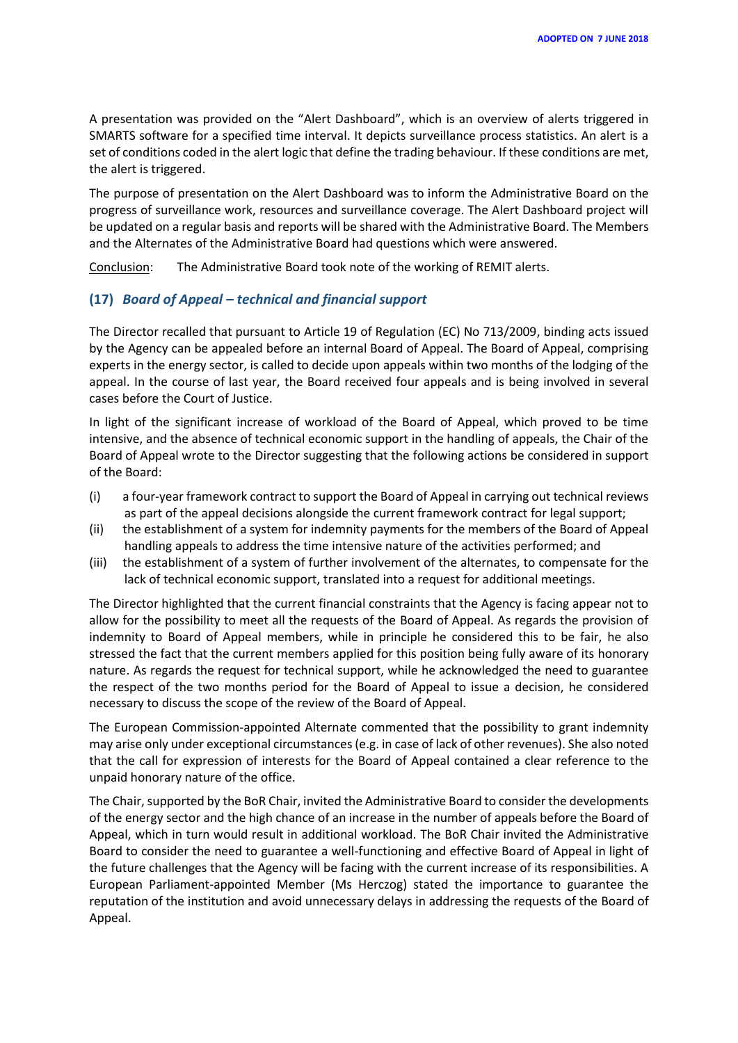A presentation was provided on the "Alert Dashboard", which is an overview of alerts triggered in SMARTS software for a specified time interval. It depicts surveillance process statistics. An alert is a set of conditions coded in the alert logic that define the trading behaviour. If these conditions are met, the alert is triggered.

The purpose of presentation on the Alert Dashboard was to inform the Administrative Board on the progress of surveillance work, resources and surveillance coverage. The Alert Dashboard project will be updated on a regular basis and reports will be shared with the Administrative Board. The Members and the Alternates of the Administrative Board had questions which were answered.

Conclusion: The Administrative Board took note of the working of REMIT alerts.

### (17) *Board of Appeal – technical and financial support*

The Director recalled that pursuant to Article 19 of Regulation (EC) No 713/2009, binding acts issued by the Agency can be appealed before an internal Board of Appeal. The Board of Appeal, comprising experts in the energy sector, is called to decide upon appeals within two months of the lodging of the appeal. In the course of last year, the Board received four appeals and is being involved in several cases before the Court of Justice.

In light of the significant increase of workload of the Board of Appeal, which proved to be time intensive, and the absence of technical economic support in the handling of appeals, the Chair of the Board of Appeal wrote to the Director suggesting that the following actions be considered in support of the Board:

(i) a four-year framework contract to support the Board of Appeal in carrying out technical reviews as part of the appeal decisions alongside the current framework contract for legal support;
(ii) the establishment of a system for indemnity payments for the members of the Board of Appeal handling appeals to address the time intensive nature of the activities performed; and
(iii) the establishment of a system of further involvement of the alternates, to compensate for the lack of technical economic support, translated into a request for additional meetings.

The Director highlighted that the current financial constraints that the Agency is facing appear not to allow for the possibility to meet all the requests of the Board of Appeal. As regards the provision of indemnity to Board of Appeal members, while in principle he considered this to be fair, he also stressed the fact that the current members applied for this position being fully aware of its honorary nature. As regards the request for technical support, while he acknowledged the need to guarantee the respect of the two months period for the Board of Appeal to issue a decision, he considered necessary to discuss the scope of the review of the Board of Appeal.

The European Commission-appointed Alternate commented that the possibility to grant indemnity may arise only under exceptional circumstances (e.g. in case of lack of other revenues). She also noted that the call for expression of interests for the Board of Appeal contained a clear reference to the unpaid honorary nature of the office.

The Chair, supported by the BoR Chair, invited the Administrative Board to consider the developments of the energy sector and the high chance of an increase in the number of appeals before the Board of Appeal, which in turn would result in additional workload. The BoR Chair invited the Administrative Board to consider the need to guarantee a well-functioning and effective Board of Appeal in light of the future challenges that the Agency will be facing with the current increase of its responsibilities. A European Parliament-appointed Member (Ms Herczog) stated the importance to guarantee the reputation of the institution and avoid unnecessary delays in addressing the requests of the Board of Appeal.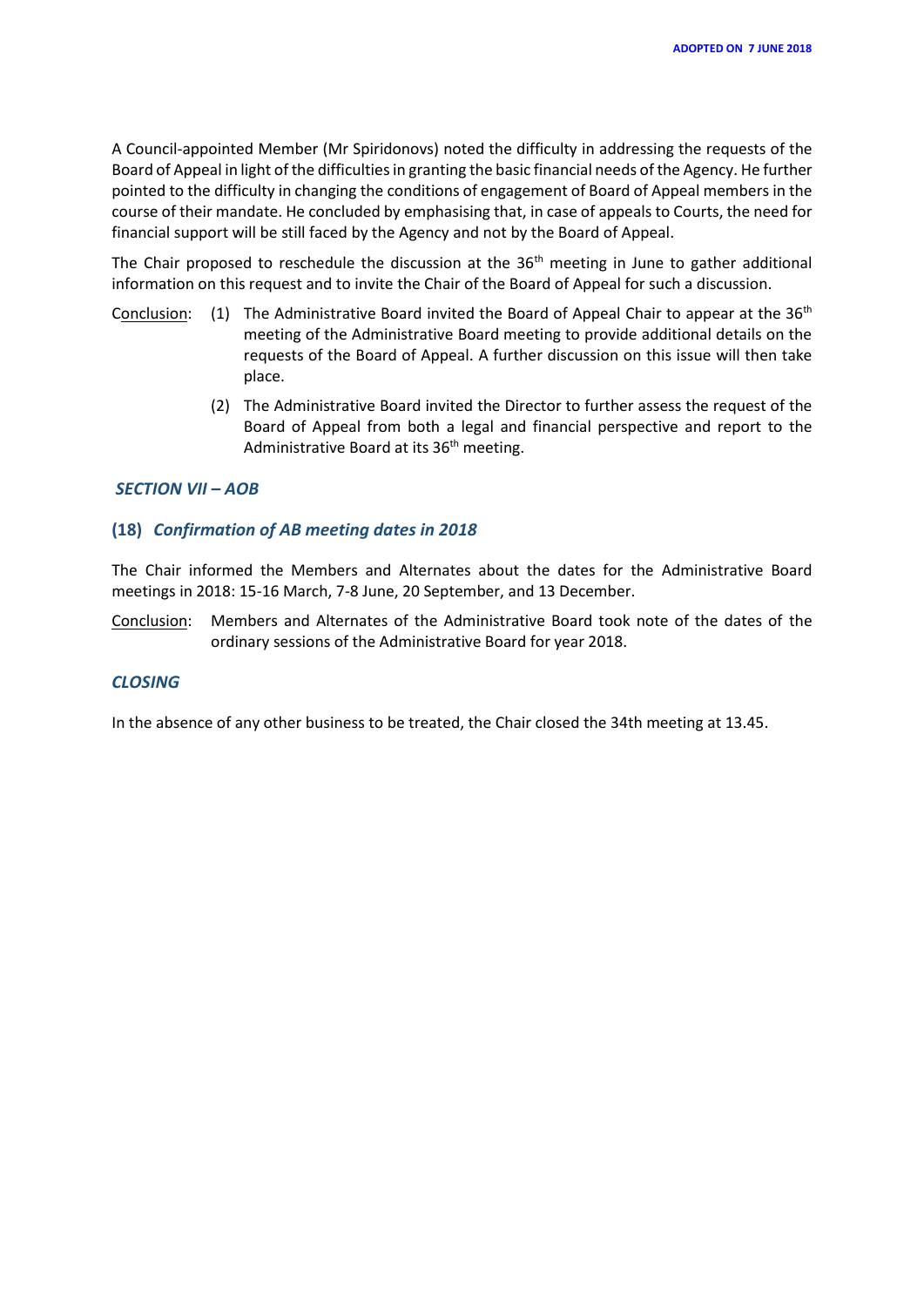A Council-appointed Member (Mr Spiridonovs) noted the difficulty in addressing the requests of the Board of Appeal in light of the difficulties in granting the basic financial needs of the Agency. He further pointed to the difficulty in changing the conditions of engagement of Board of Appeal members in the course of their mandate. He concluded by emphasising that, in case of appeals to Courts, the need for financial support will be still faced by the Agency and not by the Board of Appeal.

The Chair proposed to reschedule the discussion at the 36th meeting in June to gather additional information on this request and to invite the Chair of the Board of Appeal for such a discussion.

Conclusion: (1) The Administrative Board invited the Board of Appeal Chair to appear at the 36th meeting of the Administrative Board meeting to provide additional details on the requests of the Board of Appeal. A further discussion on this issue will then take place.

(2) The Administrative Board invited the Director to further assess the request of the Board of Appeal from both a legal and financial perspective and report to the Administrative Board at its 36th meeting.

## *SECTION VII – AOB*

### (18) *Confirmation of AB meeting dates in 2018*

The Chair informed the Members and Alternates about the dates for the Administrative Board meetings in 2018: 15-16 March, 7-8 June, 20 September, and 13 December.

Conclusion: Members and Alternates of the Administrative Board took note of the dates of the ordinary sessions of the Administrative Board for year 2018.

## *CLOSING*

In the absence of any other business to be treated, the Chair closed the 34th meeting at 13.45.